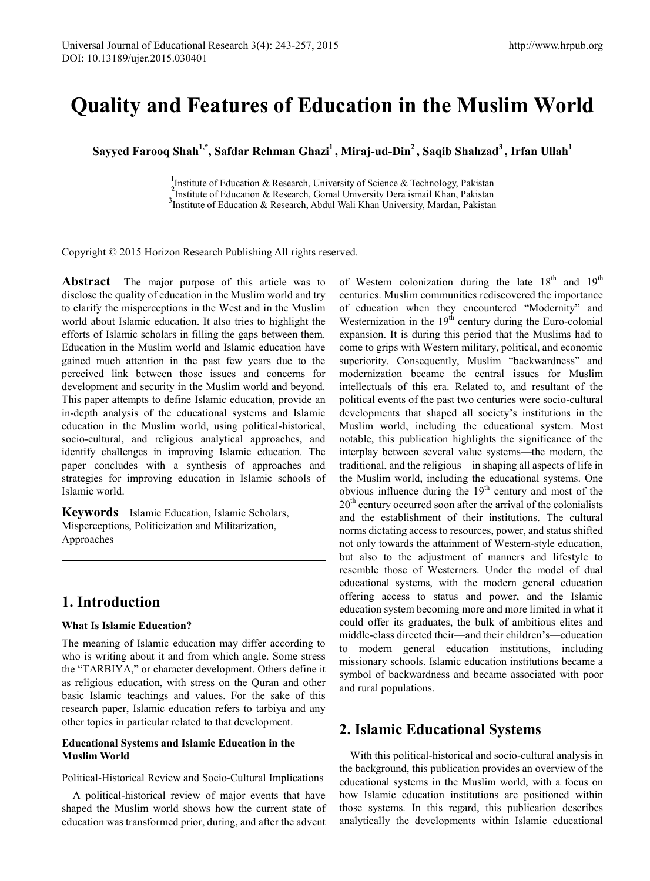# Quality and Features of Education in the Muslim World

**Sayyed Farooq Shah[1,*], Safdar Rehman Ghazi[1], Miraj-ud-Din[2], Saqib Shahzad[3], Irfan Ullah[1]**

[1]Institute of Education & Research, University of Science & Technology, Pakistan
[2]Institute of Education & Research, Gomal University Dera ismail Khan, Pakistan
[3]Institute of Education & Research, Abdul Wali Khan University, Mardan, Pakistan

Copyright © 2015 Horizon Research Publishing All rights reserved.

**Abstract** The major purpose of this article was to disclose the quality of education in the Muslim world and try to clarify the misperceptions in the West and in the Muslim world about Islamic education. It also tries to highlight the efforts of Islamic scholars in filling the gaps between them. Education in the Muslim world and Islamic education have gained much attention in the past few years due to the perceived link between those issues and concerns for development and security in the Muslim world and beyond. This paper attempts to define Islamic education, provide an in-depth analysis of the educational systems and Islamic education in the Muslim world, using political-historical, socio-cultural, and religious analytical approaches, and identify challenges in improving Islamic education. The paper concludes with a synthesis of approaches and strategies for improving education in Islamic schools of Islamic world.

**Keywords** Islamic Education, Islamic Scholars, Misperceptions, Politicization and Militarization, Approaches

## 1. Introduction

### What Is Islamic Education?

The meaning of Islamic education may differ according to who is writing about it and from which angle. Some stress the "TARBIYA," or character development. Others define it as religious education, with stress on the Quran and other basic Islamic teachings and values. For the sake of this research paper, Islamic education refers to tarbiya and any other topics in particular related to that development.

### Educational Systems and Islamic Education in the Muslim World

Political-Historical Review and Socio-Cultural Implications

A political-historical review of major events that have shaped the Muslim world shows how the current state of education was transformed prior, during, and after the advent of Western colonization during the late 18th and 19th centuries. Muslim communities rediscovered the importance of education when they encountered "Modernity" and Westernization in the 19th century during the Euro-colonial expansion. It is during this period that the Muslims had to come to grips with Western military, political, and economic superiority. Consequently, Muslim "backwardness" and modernization became the central issues for Muslim intellectuals of this era. Related to, and resultant of the political events of the past two centuries were socio-cultural developments that shaped all society's institutions in the Muslim world, including the educational system. Most notable, this publication highlights the significance of the interplay between several value systems—the modern, the traditional, and the religious—in shaping all aspects of life in the Muslim world, including the educational systems. One obvious influence during the 19th century and most of the 20th century occurred soon after the arrival of the colonialists and the establishment of their institutions. The cultural norms dictating access to resources, power, and status shifted not only towards the attainment of Western-style education, but also to the adjustment of manners and lifestyle to resemble those of Westerners. Under the model of dual educational systems, with the modern general education offering access to status and power, and the Islamic education system becoming more and more limited in what it could offer its graduates, the bulk of ambitious elites and middle-class directed their—and their children's—education to modern general education institutions, including missionary schools. Islamic education institutions became a symbol of backwardness and became associated with poor and rural populations.

## 2. Islamic Educational Systems

With this political-historical and socio-cultural analysis in the background, this publication provides an overview of the educational systems in the Muslim world, with a focus on how Islamic education institutions are positioned within those systems. In this regard, this publication describes analytically the developments within Islamic educational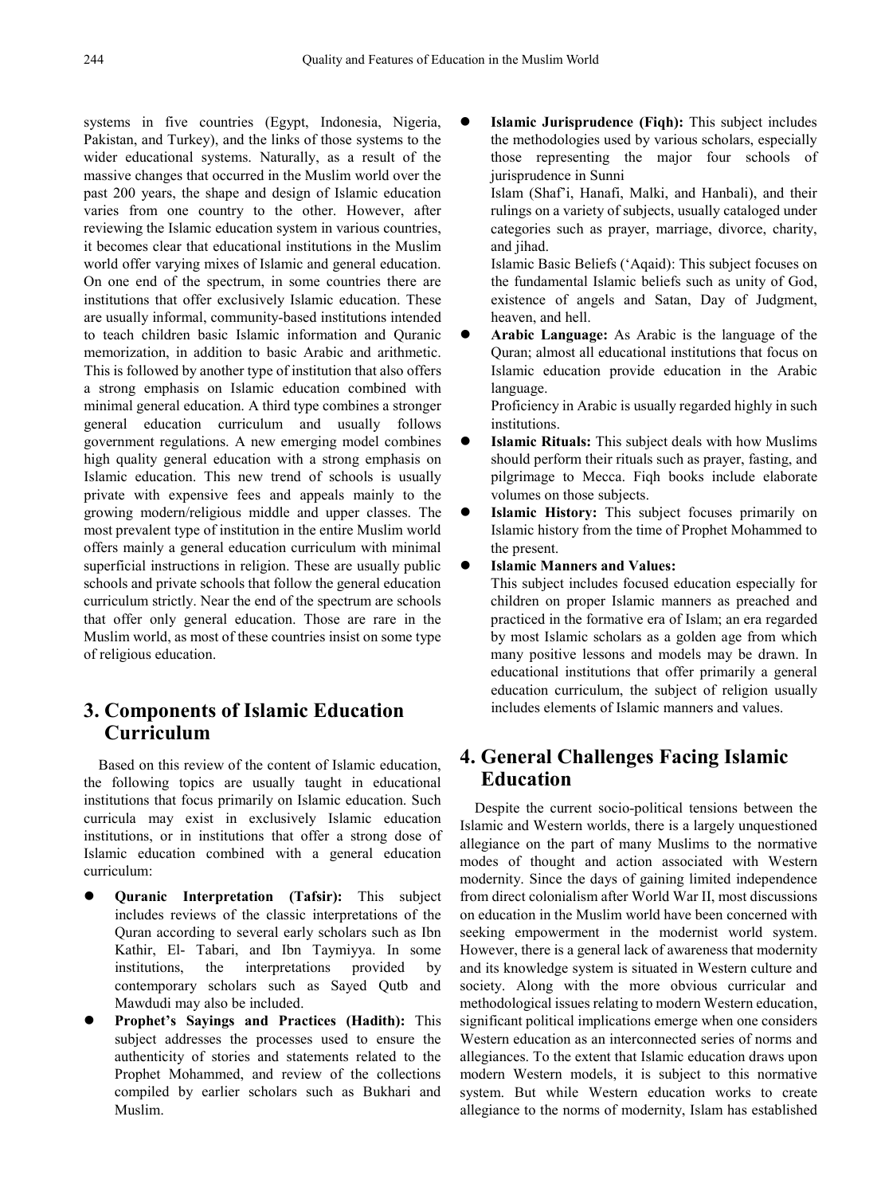systems in five countries (Egypt, Indonesia, Nigeria, Pakistan, and Turkey), and the links of those systems to the wider educational systems. Naturally, as a result of the massive changes that occurred in the Muslim world over the past 200 years, the shape and design of Islamic education varies from one country to the other. However, after reviewing the Islamic education system in various countries, it becomes clear that educational institutions in the Muslim world offer varying mixes of Islamic and general education. On one end of the spectrum, in some countries there are institutions that offer exclusively Islamic education. These are usually informal, community-based institutions intended to teach children basic Islamic information and Quranic memorization, in addition to basic Arabic and arithmetic. This is followed by another type of institution that also offers a strong emphasis on Islamic education combined with minimal general education. A third type combines a stronger general education curriculum and usually follows government regulations. A new emerging model combines high quality general education with a strong emphasis on Islamic education. This new trend of schools is usually private with expensive fees and appeals mainly to the growing modern/religious middle and upper classes. The most prevalent type of institution in the entire Muslim world offers mainly a general education curriculum with minimal superficial instructions in religion. These are usually public schools and private schools that follow the general education curriculum strictly. Near the end of the spectrum are schools that offer only general education. Those are rare in the Muslim world, as most of these countries insist on some type of religious education.

## 3. Components of Islamic Education Curriculum

Based on this review of the content of Islamic education, the following topics are usually taught in educational institutions that focus primarily on Islamic education. Such curricula may exist in exclusively Islamic education institutions, or in institutions that offer a strong dose of Islamic education combined with a general education curriculum:

- **Quranic Interpretation (Tafsir):** This subject includes reviews of the classic interpretations of the Quran according to several early scholars such as Ibn Kathir, El- Tabari, and Ibn Taymiyya. In some institutions, the interpretations provided by contemporary scholars such as Sayed Qutb and Mawdudi may also be included.
- **Prophet's Sayings and Practices (Hadith):** This subject addresses the processes used to ensure the authenticity of stories and statements related to the Prophet Mohammed, and review of the collections compiled by earlier scholars such as Bukhari and Muslim.
- **Islamic Jurisprudence (Fiqh):** This subject includes the methodologies used by various scholars, especially those representing the major four schools of jurisprudence in Sunni

  Islam (Shaf'i, Hanafi, Malki, and Hanbali), and their rulings on a variety of subjects, usually cataloged under categories such as prayer, marriage, divorce, charity, and jihad.

  Islamic Basic Beliefs ('Aqaid): This subject focuses on the fundamental Islamic beliefs such as unity of God, existence of angels and Satan, Day of Judgment, heaven, and hell.
- **Arabic Language:** As Arabic is the language of the Quran; almost all educational institutions that focus on Islamic education provide education in the Arabic language.

  Proficiency in Arabic is usually regarded highly in such institutions.
- **Islamic Rituals:** This subject deals with how Muslims should perform their rituals such as prayer, fasting, and pilgrimage to Mecca. Fiqh books include elaborate volumes on those subjects.
- **Islamic History:** This subject focuses primarily on Islamic history from the time of Prophet Mohammed to the present.
- **Islamic Manners and Values:**

  This subject includes focused education especially for children on proper Islamic manners as preached and practiced in the formative era of Islam; an era regarded by most Islamic scholars as a golden age from which many positive lessons and models may be drawn. In educational institutions that offer primarily a general education curriculum, the subject of religion usually includes elements of Islamic manners and values.

## 4. General Challenges Facing Islamic Education

Despite the current socio-political tensions between the Islamic and Western worlds, there is a largely unquestioned allegiance on the part of many Muslims to the normative modes of thought and action associated with Western modernity. Since the days of gaining limited independence from direct colonialism after World War II, most discussions on education in the Muslim world have been concerned with seeking empowerment in the modernist world system. However, there is a general lack of awareness that modernity and its knowledge system is situated in Western culture and society. Along with the more obvious curricular and methodological issues relating to modern Western education, significant political implications emerge when one considers Western education as an interconnected series of norms and allegiances. To the extent that Islamic education draws upon modern Western models, it is subject to this normative system. But while Western education works to create allegiance to the norms of modernity, Islam has established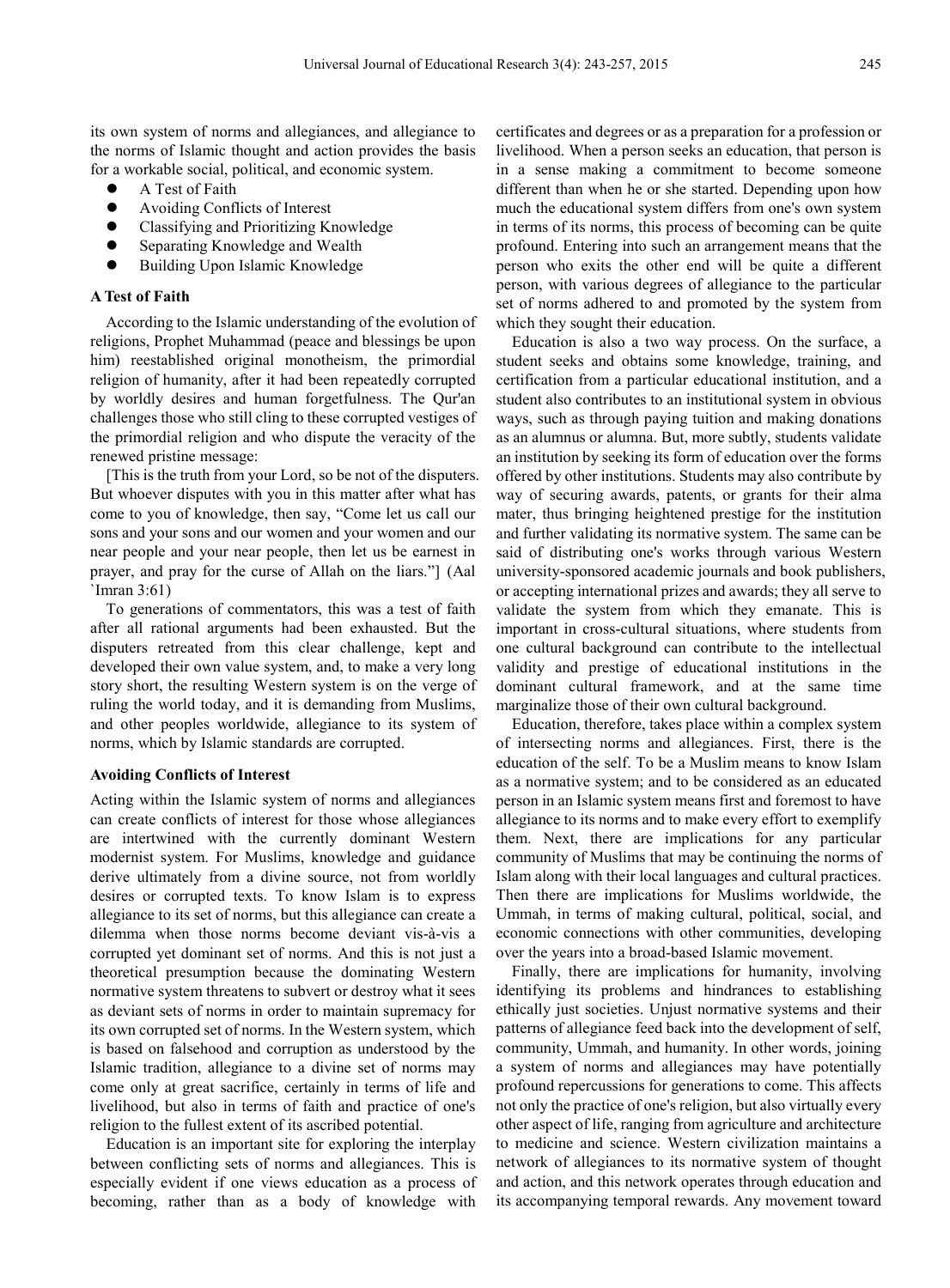its own system of norms and allegiances, and allegiance to the norms of Islamic thought and action provides the basis for a workable social, political, and economic system.

- A Test of Faith
- Avoiding Conflicts of Interest
- Classifying and Prioritizing Knowledge
- Separating Knowledge and Wealth
- Building Upon Islamic Knowledge

### A Test of Faith

According to the Islamic understanding of the evolution of religions, Prophet Muhammad (peace and blessings be upon him) reestablished original monotheism, the primordial religion of humanity, after it had been repeatedly corrupted by worldly desires and human forgetfulness. The Qur'an challenges those who still cling to these corrupted vestiges of the primordial religion and who dispute the veracity of the renewed pristine message:

[This is the truth from your Lord, so be not of the disputers. But whoever disputes with you in this matter after what has come to you of knowledge, then say, "Come let us call our sons and your sons and our women and your women and our near people and your near people, then let us be earnest in prayer, and pray for the curse of Allah on the liars."] (Aal `Imran 3:61)

To generations of commentators, this was a test of faith after all rational arguments had been exhausted. But the disputers retreated from this clear challenge, kept and developed their own value system, and, to make a very long story short, the resulting Western system is on the verge of ruling the world today, and it is demanding from Muslims, and other peoples worldwide, allegiance to its system of norms, which by Islamic standards are corrupted.

### Avoiding Conflicts of Interest

Acting within the Islamic system of norms and allegiances can create conflicts of interest for those whose allegiances are intertwined with the currently dominant Western modernist system. For Muslims, knowledge and guidance derive ultimately from a divine source, not from worldly desires or corrupted texts. To know Islam is to express allegiance to its set of norms, but this allegiance can create a dilemma when those norms become deviant vis-à-vis a corrupted yet dominant set of norms. And this is not just a theoretical presumption because the dominating Western normative system threatens to subvert or destroy what it sees as deviant sets of norms in order to maintain supremacy for its own corrupted set of norms. In the Western system, which is based on falsehood and corruption as understood by the Islamic tradition, allegiance to a divine set of norms may come only at great sacrifice, certainly in terms of life and livelihood, but also in terms of faith and practice of one's religion to the fullest extent of its ascribed potential.

Education is an important site for exploring the interplay between conflicting sets of norms and allegiances. This is especially evident if one views education as a process of becoming, rather than as a body of knowledge with certificates and degrees or as a preparation for a profession or livelihood. When a person seeks an education, that person is in a sense making a commitment to become someone different than when he or she started. Depending upon how much the educational system differs from one's own system in terms of its norms, this process of becoming can be quite profound. Entering into such an arrangement means that the person who exits the other end will be quite a different person, with various degrees of allegiance to the particular set of norms adhered to and promoted by the system from which they sought their education.

Education is also a two way process. On the surface, a student seeks and obtains some knowledge, training, and certification from a particular educational institution, and a student also contributes to an institutional system in obvious ways, such as through paying tuition and making donations as an alumnus or alumna. But, more subtly, students validate an institution by seeking its form of education over the forms offered by other institutions. Students may also contribute by way of securing awards, patents, or grants for their alma mater, thus bringing heightened prestige for the institution and further validating its normative system. The same can be said of distributing one's works through various Western university-sponsored academic journals and book publishers, or accepting international prizes and awards; they all serve to validate the system from which they emanate. This is important in cross-cultural situations, where students from one cultural background can contribute to the intellectual validity and prestige of educational institutions in the dominant cultural framework, and at the same time marginalize those of their own cultural background.

Education, therefore, takes place within a complex system of intersecting norms and allegiances. First, there is the education of the self. To be a Muslim means to know Islam as a normative system; and to be considered as an educated person in an Islamic system means first and foremost to have allegiance to its norms and to make every effort to exemplify them. Next, there are implications for any particular community of Muslims that may be continuing the norms of Islam along with their local languages and cultural practices. Then there are implications for Muslims worldwide, the Ummah, in terms of making cultural, political, social, and economic connections with other communities, developing over the years into a broad-based Islamic movement.

Finally, there are implications for humanity, involving identifying its problems and hindrances to establishing ethically just societies. Unjust normative systems and their patterns of allegiance feed back into the development of self, community, Ummah, and humanity. In other words, joining a system of norms and allegiances may have potentially profound repercussions for generations to come. This affects not only the practice of one's religion, but also virtually every other aspect of life, ranging from agriculture and architecture to medicine and science. Western civilization maintains a network of allegiances to its normative system of thought and action, and this network operates through education and its accompanying temporal rewards. Any movement toward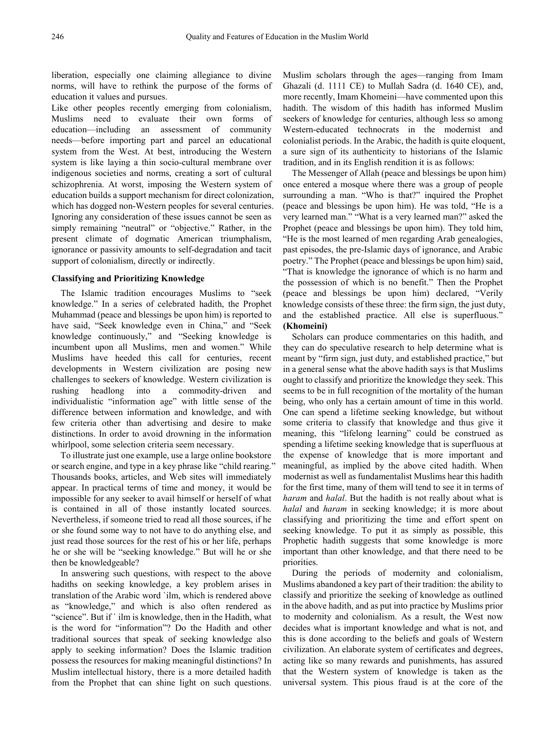liberation, especially one claiming allegiance to divine norms, will have to rethink the purpose of the forms of education it values and pursues.

Like other peoples recently emerging from colonialism, Muslims need to evaluate their own forms of education—including an assessment of community needs—before importing part and parcel an educational system from the West. At best, introducing the Western system is like laying a thin socio-cultural membrane over indigenous societies and norms, creating a sort of cultural schizophrenia. At worst, imposing the Western system of education builds a support mechanism for direct colonization, which has dogged non-Western peoples for several centuries. Ignoring any consideration of these issues cannot be seen as simply remaining "neutral" or "objective." Rather, in the present climate of dogmatic American triumphalism, ignorance or passivity amounts to self-degradation and tacit support of colonialism, directly or indirectly.

### Classifying and Prioritizing Knowledge

The Islamic tradition encourages Muslims to "seek knowledge." In a series of celebrated hadith, the Prophet Muhammad (peace and blessings be upon him) is reported to have said, "Seek knowledge even in China," and "Seek knowledge continuously," and "Seeking knowledge is incumbent upon all Muslims, men and women." While Muslims have heeded this call for centuries, recent developments in Western civilization are posing new challenges to seekers of knowledge. Western civilization is rushing headlong into a commodity-driven and individualistic "information age" with little sense of the difference between information and knowledge, and with few criteria other than advertising and desire to make distinctions. In order to avoid drowning in the information whirlpool, some selection criteria seem necessary.

To illustrate just one example, use a large online bookstore or search engine, and type in a key phrase like "child rearing." Thousands books, articles, and Web sites will immediately appear. In practical terms of time and money, it would be impossible for any seeker to avail himself or herself of what is contained in all of those instantly located sources. Nevertheless, if someone tried to read all those sources, if he or she found some way to not have to do anything else, and just read those sources for the rest of his or her life, perhaps he or she will be "seeking knowledge." But will he or she then be knowledgeable?

In answering such questions, with respect to the above hadiths on seeking knowledge, a key problem arises in translation of the Arabic word `ilm, which is rendered above as "knowledge," and which is also often rendered as "science". But if ` ilm is knowledge, then in the Hadith, what is the word for "information"? Do the Hadith and other traditional sources that speak of seeking knowledge also apply to seeking information? Does the Islamic tradition possess the resources for making meaningful distinctions? In Muslim intellectual history, there is a more detailed hadith from the Prophet that can shine light on such questions. Muslim scholars through the ages—ranging from Imam Ghazali (d. 1111 CE) to Mullah Sadra (d. 1640 CE), and, more recently, Imam Khomeini—have commented upon this hadith. The wisdom of this hadith has informed Muslim seekers of knowledge for centuries, although less so among Western-educated technocrats in the modernist and colonialist periods. In the Arabic, the hadith is quite eloquent, a sure sign of its authenticity to historians of the Islamic tradition, and in its English rendition it is as follows:

The Messenger of Allah (peace and blessings be upon him) once entered a mosque where there was a group of people surrounding a man. "Who is that?" inquired the Prophet (peace and blessings be upon him). He was told, "He is a very learned man." "What is a very learned man?" asked the Prophet (peace and blessings be upon him). They told him, "He is the most learned of men regarding Arab genealogies, past episodes, the pre-Islamic days of ignorance, and Arabic poetry." The Prophet (peace and blessings be upon him) said, "That is knowledge the ignorance of which is no harm and the possession of which is no benefit." Then the Prophet (peace and blessings be upon him) declared, "Verily knowledge consists of these three: the firm sign, the just duty, and the established practice. All else is superfluous." **(Khomeini)**

Scholars can produce commentaries on this hadith, and they can do speculative research to help determine what is meant by "firm sign, just duty, and established practice," but in a general sense what the above hadith says is that Muslims ought to classify and prioritize the knowledge they seek. This seems to be in full recognition of the mortality of the human being, who only has a certain amount of time in this world. One can spend a lifetime seeking knowledge, but without some criteria to classify that knowledge and thus give it meaning, this "lifelong learning" could be construed as spending a lifetime seeking knowledge that is superfluous at the expense of knowledge that is more important and meaningful, as implied by the above cited hadith. When modernist as well as fundamentalist Muslims hear this hadith for the first time, many of them will tend to see it in terms of *haram* and *halal*. But the hadith is not really about what is *halal* and *haram* in seeking knowledge; it is more about classifying and prioritizing the time and effort spent on seeking knowledge. To put it as simply as possible, this Prophetic hadith suggests that some knowledge is more important than other knowledge, and that there need to be priorities.

During the periods of modernity and colonialism, Muslims abandoned a key part of their tradition: the ability to classify and prioritize the seeking of knowledge as outlined in the above hadith, and as put into practice by Muslims prior to modernity and colonialism. As a result, the West now decides what is important knowledge and what is not, and this is done according to the beliefs and goals of Western civilization. An elaborate system of certificates and degrees, acting like so many rewards and punishments, has assured that the Western system of knowledge is taken as the universal system. This pious fraud is at the core of the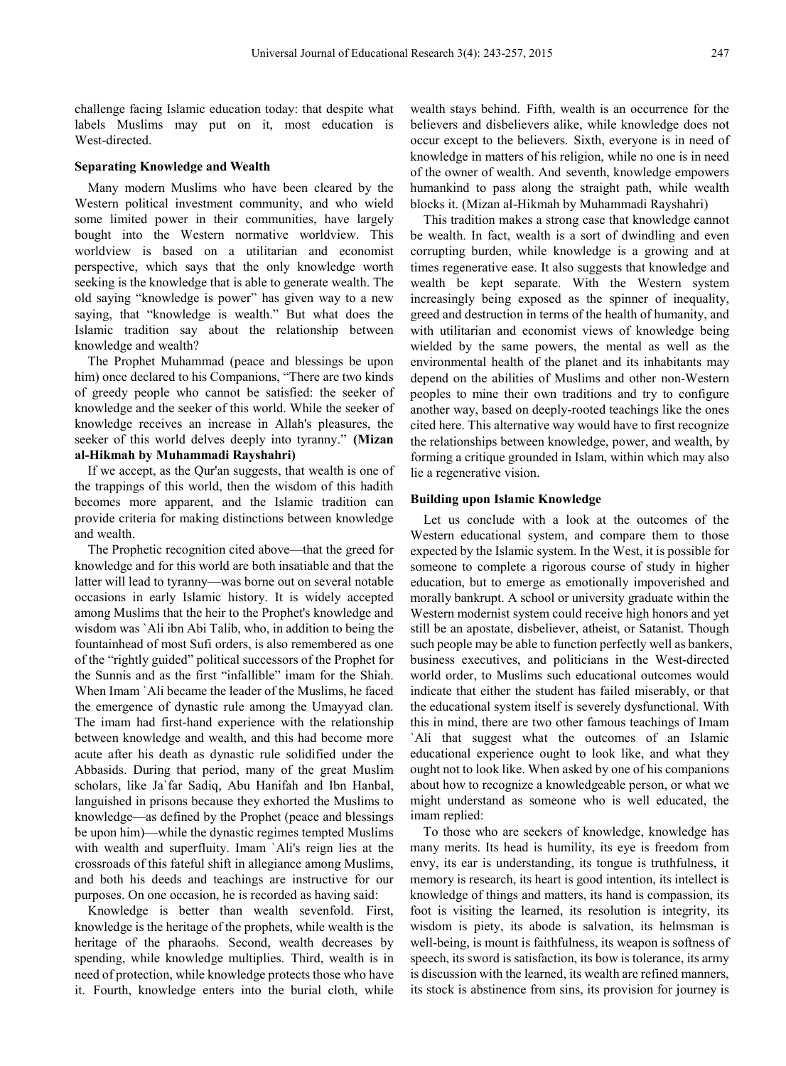challenge facing Islamic education today: that despite what labels Muslims may put on it, most education is West-directed.

### Separating Knowledge and Wealth

Many modern Muslims who have been cleared by the Western political investment community, and who wield some limited power in their communities, have largely bought into the Western normative worldview. This worldview is based on a utilitarian and economist perspective, which says that the only knowledge worth seeking is the knowledge that is able to generate wealth. The old saying "knowledge is power" has given way to a new saying, that "knowledge is wealth." But what does the Islamic tradition say about the relationship between knowledge and wealth?

The Prophet Muhammad (peace and blessings be upon him) once declared to his Companions, "There are two kinds of greedy people who cannot be satisfied: the seeker of knowledge and the seeker of this world. While the seeker of knowledge receives an increase in Allah's pleasures, the seeker of this world delves deeply into tyranny." **(Mizan al-Hikmah by Muhammadi Rayshahri)**

If we accept, as the Qur'an suggests, that wealth is one of the trappings of this world, then the wisdom of this hadith becomes more apparent, and the Islamic tradition can provide criteria for making distinctions between knowledge and wealth.

The Prophetic recognition cited above—that the greed for knowledge and for this world are both insatiable and that the latter will lead to tyranny—was borne out on several notable occasions in early Islamic history. It is widely accepted among Muslims that the heir to the Prophet's knowledge and wisdom was `Ali ibn Abi Talib, who, in addition to being the fountainhead of most Sufi orders, is also remembered as one of the "rightly guided" political successors of the Prophet for the Sunnis and as the first "infallible" imam for the Shiah. When Imam `Ali became the leader of the Muslims, he faced the emergence of dynastic rule among the Umayyad clan. The imam had first-hand experience with the relationship between knowledge and wealth, and this had become more acute after his death as dynastic rule solidified under the Abbasids. During that period, many of the great Muslim scholars, like Ja`far Sadiq, Abu Hanifah and Ibn Hanbal, languished in prisons because they exhorted the Muslims to knowledge—as defined by the Prophet (peace and blessings be upon him)—while the dynastic regimes tempted Muslims with wealth and superfluity. Imam `Ali's reign lies at the crossroads of this fateful shift in allegiance among Muslims, and both his deeds and teachings are instructive for our purposes. On one occasion, he is recorded as having said:

Knowledge is better than wealth sevenfold. First, knowledge is the heritage of the prophets, while wealth is the heritage of the pharaohs. Second, wealth decreases by spending, while knowledge multiplies. Third, wealth is in need of protection, while knowledge protects those who have it. Fourth, knowledge enters into the burial cloth, while wealth stays behind. Fifth, wealth is an occurrence for the believers and disbelievers alike, while knowledge does not occur except to the believers. Sixth, everyone is in need of knowledge in matters of his religion, while no one is in need of the owner of wealth. And seventh, knowledge empowers humankind to pass along the straight path, while wealth blocks it. (Mizan al-Hikmah by Muhammadi Rayshahri)

This tradition makes a strong case that knowledge cannot be wealth. In fact, wealth is a sort of dwindling and even corrupting burden, while knowledge is a growing and at times regenerative ease. It also suggests that knowledge and wealth be kept separate. With the Western system increasingly being exposed as the spinner of inequality, greed and destruction in terms of the health of humanity, and with utilitarian and economist views of knowledge being wielded by the same powers, the mental as well as the environmental health of the planet and its inhabitants may depend on the abilities of Muslims and other non-Western peoples to mine their own traditions and try to configure another way, based on deeply-rooted teachings like the ones cited here. This alternative way would have to first recognize the relationships between knowledge, power, and wealth, by forming a critique grounded in Islam, within which may also lie a regenerative vision.

### Building upon Islamic Knowledge

Let us conclude with a look at the outcomes of the Western educational system, and compare them to those expected by the Islamic system. In the West, it is possible for someone to complete a rigorous course of study in higher education, but to emerge as emotionally impoverished and morally bankrupt. A school or university graduate within the Western modernist system could receive high honors and yet still be an apostate, disbeliever, atheist, or Satanist. Though such people may be able to function perfectly well as bankers, business executives, and politicians in the West-directed world order, to Muslims such educational outcomes would indicate that either the student has failed miserably, or that the educational system itself is severely dysfunctional. With this in mind, there are two other famous teachings of Imam `Ali that suggest what the outcomes of an Islamic educational experience ought to look like, and what they ought not to look like. When asked by one of his companions about how to recognize a knowledgeable person, or what we might understand as someone who is well educated, the imam replied:

To those who are seekers of knowledge, knowledge has many merits. Its head is humility, its eye is freedom from envy, its ear is understanding, its tongue is truthfulness, it memory is research, its heart is good intention, its intellect is knowledge of things and matters, its hand is compassion, its foot is visiting the learned, its resolution is integrity, its wisdom is piety, its abode is salvation, its helmsman is well-being, is mount is faithfulness, its weapon is softness of speech, its sword is satisfaction, its bow is tolerance, its army is discussion with the learned, its wealth are refined manners, its stock is abstinence from sins, its provision for journey is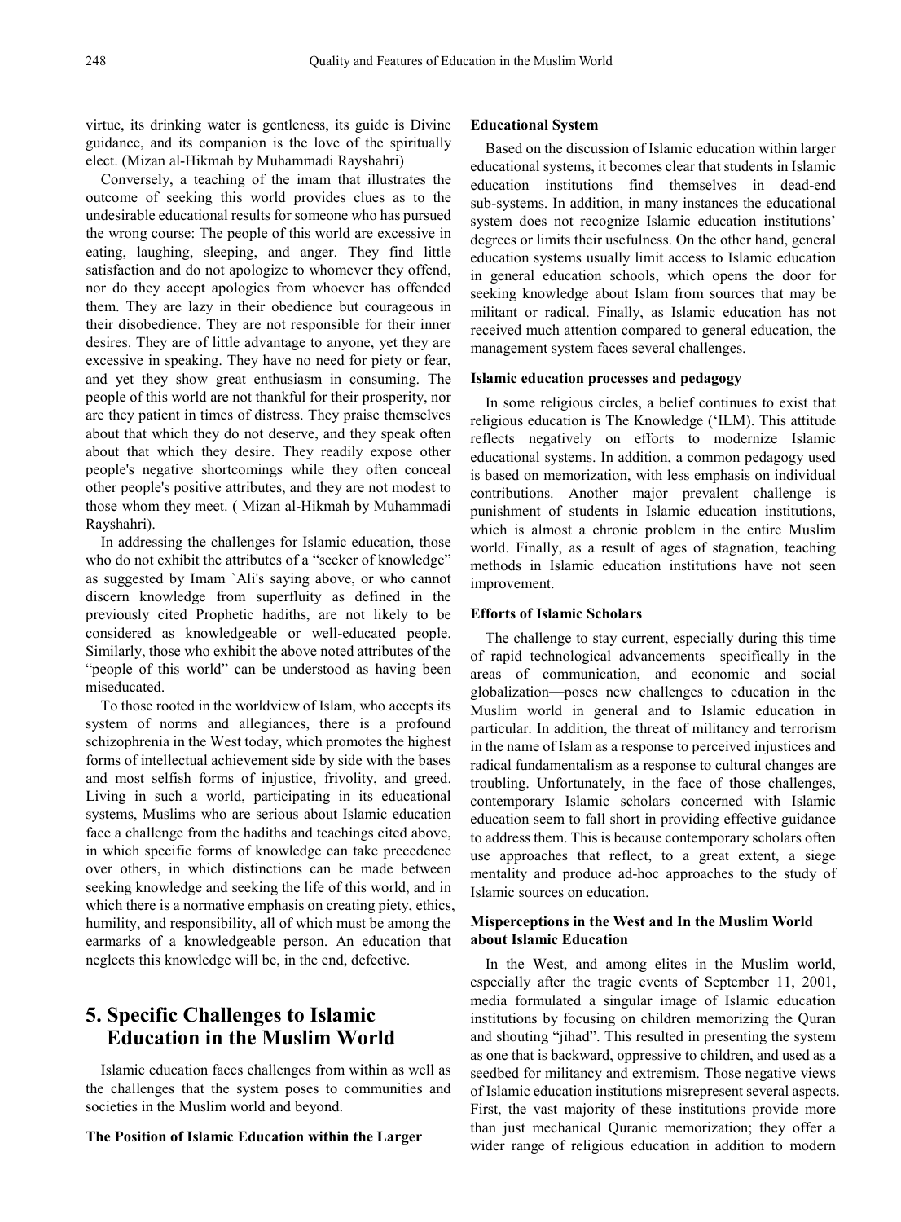virtue, its drinking water is gentleness, its guide is Divine guidance, and its companion is the love of the spiritually elect. (Mizan al-Hikmah by Muhammadi Rayshahri)

Conversely, a teaching of the imam that illustrates the outcome of seeking this world provides clues as to the undesirable educational results for someone who has pursued the wrong course: The people of this world are excessive in eating, laughing, sleeping, and anger. They find little satisfaction and do not apologize to whomever they offend, nor do they accept apologies from whoever has offended them. They are lazy in their obedience but courageous in their disobedience. They are not responsible for their inner desires. They are of little advantage to anyone, yet they are excessive in speaking. They have no need for piety or fear, and yet they show great enthusiasm in consuming. The people of this world are not thankful for their prosperity, nor are they patient in times of distress. They praise themselves about that which they do not deserve, and they speak often about that which they desire. They readily expose other people's negative shortcomings while they often conceal other people's positive attributes, and they are not modest to those whom they meet. ( Mizan al-Hikmah by Muhammadi Rayshahri).

In addressing the challenges for Islamic education, those who do not exhibit the attributes of a "seeker of knowledge" as suggested by Imam `Ali's saying above, or who cannot discern knowledge from superfluity as defined in the previously cited Prophetic hadiths, are not likely to be considered as knowledgeable or well-educated people. Similarly, those who exhibit the above noted attributes of the "people of this world" can be understood as having been miseducated.

To those rooted in the worldview of Islam, who accepts its system of norms and allegiances, there is a profound schizophrenia in the West today, which promotes the highest forms of intellectual achievement side by side with the bases and most selfish forms of injustice, frivolity, and greed. Living in such a world, participating in its educational systems, Muslims who are serious about Islamic education face a challenge from the hadiths and teachings cited above, in which specific forms of knowledge can take precedence over others, in which distinctions can be made between seeking knowledge and seeking the life of this world, and in which there is a normative emphasis on creating piety, ethics, humility, and responsibility, all of which must be among the earmarks of a knowledgeable person. An education that neglects this knowledge will be, in the end, defective.

## 5. Specific Challenges to Islamic Education in the Muslim World

Islamic education faces challenges from within as well as the challenges that the system poses to communities and societies in the Muslim world and beyond.

**The Position of Islamic Education within the Larger Educational System**

Based on the discussion of Islamic education within larger educational systems, it becomes clear that students in Islamic education institutions find themselves in dead-end sub-systems. In addition, in many instances the educational system does not recognize Islamic education institutions' degrees or limits their usefulness. On the other hand, general education systems usually limit access to Islamic education in general education schools, which opens the door for seeking knowledge about Islam from sources that may be militant or radical. Finally, as Islamic education has not received much attention compared to general education, the management system faces several challenges.

**Islamic education processes and pedagogy**

In some religious circles, a belief continues to exist that religious education is The Knowledge ('ILM). This attitude reflects negatively on efforts to modernize Islamic educational systems. In addition, a common pedagogy used is based on memorization, with less emphasis on individual contributions. Another major prevalent challenge is punishment of students in Islamic education institutions, which is almost a chronic problem in the entire Muslim world. Finally, as a result of ages of stagnation, teaching methods in Islamic education institutions have not seen improvement.

**Efforts of Islamic Scholars**

The challenge to stay current, especially during this time of rapid technological advancements—specifically in the areas of communication, and economic and social globalization—poses new challenges to education in the Muslim world in general and to Islamic education in particular. In addition, the threat of militancy and terrorism in the name of Islam as a response to perceived injustices and radical fundamentalism as a response to cultural changes are troubling. Unfortunately, in the face of those challenges, contemporary Islamic scholars concerned with Islamic education seem to fall short in providing effective guidance to address them. This is because contemporary scholars often use approaches that reflect, to a great extent, a siege mentality and produce ad-hoc approaches to the study of Islamic sources on education.

**Misperceptions in the West and In the Muslim World about Islamic Education**

In the West, and among elites in the Muslim world, especially after the tragic events of September 11, 2001, media formulated a singular image of Islamic education institutions by focusing on children memorizing the Quran and shouting "jihad". This resulted in presenting the system as one that is backward, oppressive to children, and used as a seedbed for militancy and extremism. Those negative views of Islamic education institutions misrepresent several aspects. First, the vast majority of these institutions provide more than just mechanical Quranic memorization; they offer a wider range of religious education in addition to modern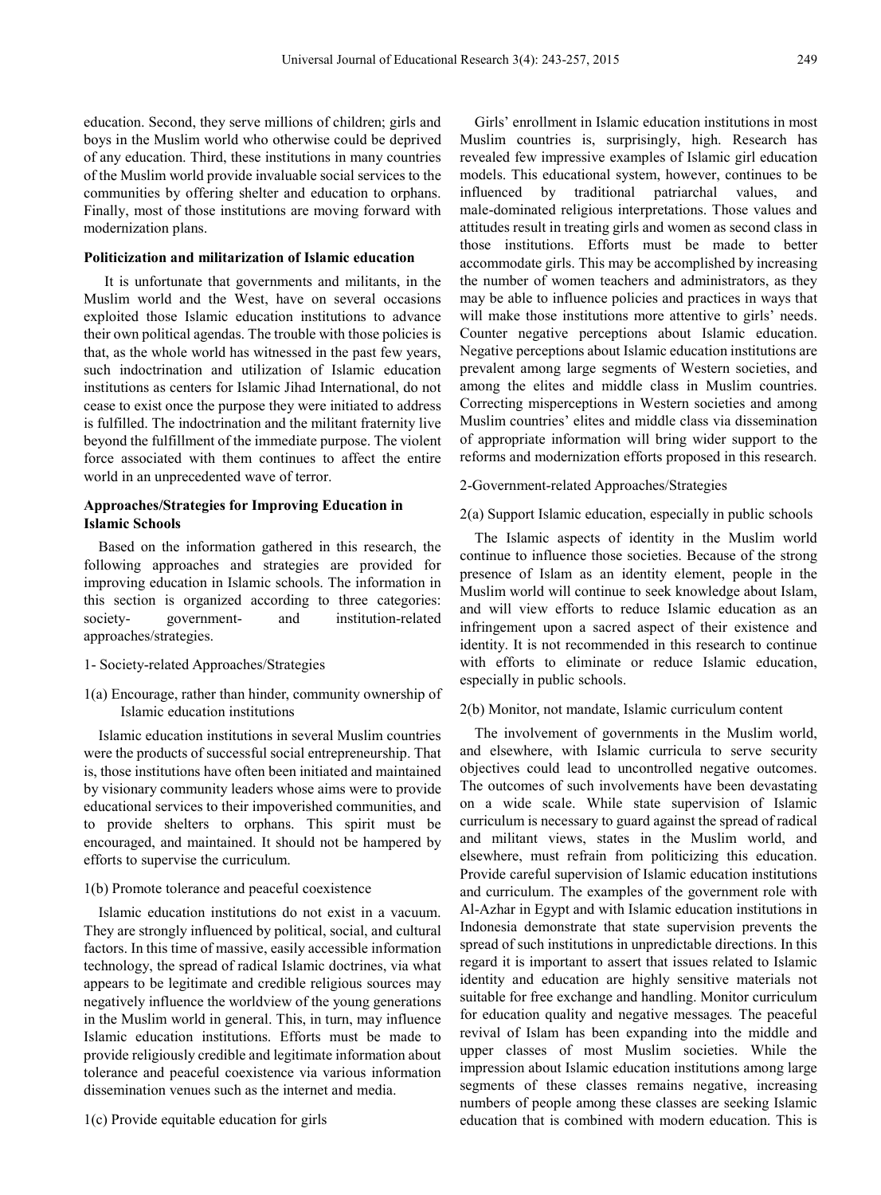education. Second, they serve millions of children; girls and boys in the Muslim world who otherwise could be deprived of any education. Third, these institutions in many countries of the Muslim world provide invaluable social services to the communities by offering shelter and education to orphans. Finally, most of those institutions are moving forward with modernization plans.

**Politicization and militarization of Islamic education**

It is unfortunate that governments and militants, in the Muslim world and the West, have on several occasions exploited those Islamic education institutions to advance their own political agendas. The trouble with those policies is that, as the whole world has witnessed in the past few years, such indoctrination and utilization of Islamic education institutions as centers for Islamic Jihad International, do not cease to exist once the purpose they were initiated to address is fulfilled. The indoctrination and the militant fraternity live beyond the fulfillment of the immediate purpose. The violent force associated with them continues to affect the entire world in an unprecedented wave of terror.

**Approaches/Strategies for Improving Education in Islamic Schools**

Based on the information gathered in this research, the following approaches and strategies are provided for improving education in Islamic schools. The information in this section is organized according to three categories: society- government- and institution-related approaches/strategies.

1- Society-related Approaches/Strategies

1(a) Encourage, rather than hinder, community ownership of Islamic education institutions

Islamic education institutions in several Muslim countries were the products of successful social entrepreneurship. That is, those institutions have often been initiated and maintained by visionary community leaders whose aims were to provide educational services to their impoverished communities, and to provide shelters to orphans. This spirit must be encouraged, and maintained. It should not be hampered by efforts to supervise the curriculum.

1(b) Promote tolerance and peaceful coexistence

Islamic education institutions do not exist in a vacuum. They are strongly influenced by political, social, and cultural factors. In this time of massive, easily accessible information technology, the spread of radical Islamic doctrines, via what appears to be legitimate and credible religious sources may negatively influence the worldview of the young generations in the Muslim world in general. This, in turn, may influence Islamic education institutions. Efforts must be made to provide religiously credible and legitimate information about tolerance and peaceful coexistence via various information dissemination venues such as the internet and media.

1(c) Provide equitable education for girls

Girls' enrollment in Islamic education institutions in most Muslim countries is, surprisingly, high. Research has revealed few impressive examples of Islamic girl education models. This educational system, however, continues to be influenced by traditional patriarchal values, and male-dominated religious interpretations. Those values and attitudes result in treating girls and women as second class in those institutions. Efforts must be made to better accommodate girls. This may be accomplished by increasing the number of women teachers and administrators, as they may be able to influence policies and practices in ways that will make those institutions more attentive to girls' needs. Counter negative perceptions about Islamic education. Negative perceptions about Islamic education institutions are prevalent among large segments of Western societies, and among the elites and middle class in Muslim countries. Correcting misperceptions in Western societies and among Muslim countries' elites and middle class via dissemination of appropriate information will bring wider support to the reforms and modernization efforts proposed in this research.

2-Government-related Approaches/Strategies

2(a) Support Islamic education, especially in public schools

The Islamic aspects of identity in the Muslim world continue to influence those societies. Because of the strong presence of Islam as an identity element, people in the Muslim world will continue to seek knowledge about Islam, and will view efforts to reduce Islamic education as an infringement upon a sacred aspect of their existence and identity. It is not recommended in this research to continue with efforts to eliminate or reduce Islamic education, especially in public schools.

2(b) Monitor, not mandate, Islamic curriculum content

The involvement of governments in the Muslim world, and elsewhere, with Islamic curricula to serve security objectives could lead to uncontrolled negative outcomes. The outcomes of such involvements have been devastating on a wide scale. While state supervision of Islamic curriculum is necessary to guard against the spread of radical and militant views, states in the Muslim world, and elsewhere, must refrain from politicizing this education. Provide careful supervision of Islamic education institutions and curriculum. The examples of the government role with Al-Azhar in Egypt and with Islamic education institutions in Indonesia demonstrate that state supervision prevents the spread of such institutions in unpredictable directions. In this regard it is important to assert that issues related to Islamic identity and education are highly sensitive materials not suitable for free exchange and handling. Monitor curriculum for education quality and negative messages*.* The peaceful revival of Islam has been expanding into the middle and upper classes of most Muslim societies. While the impression about Islamic education institutions among large segments of these classes remains negative, increasing numbers of people among these classes are seeking Islamic education that is combined with modern education. This is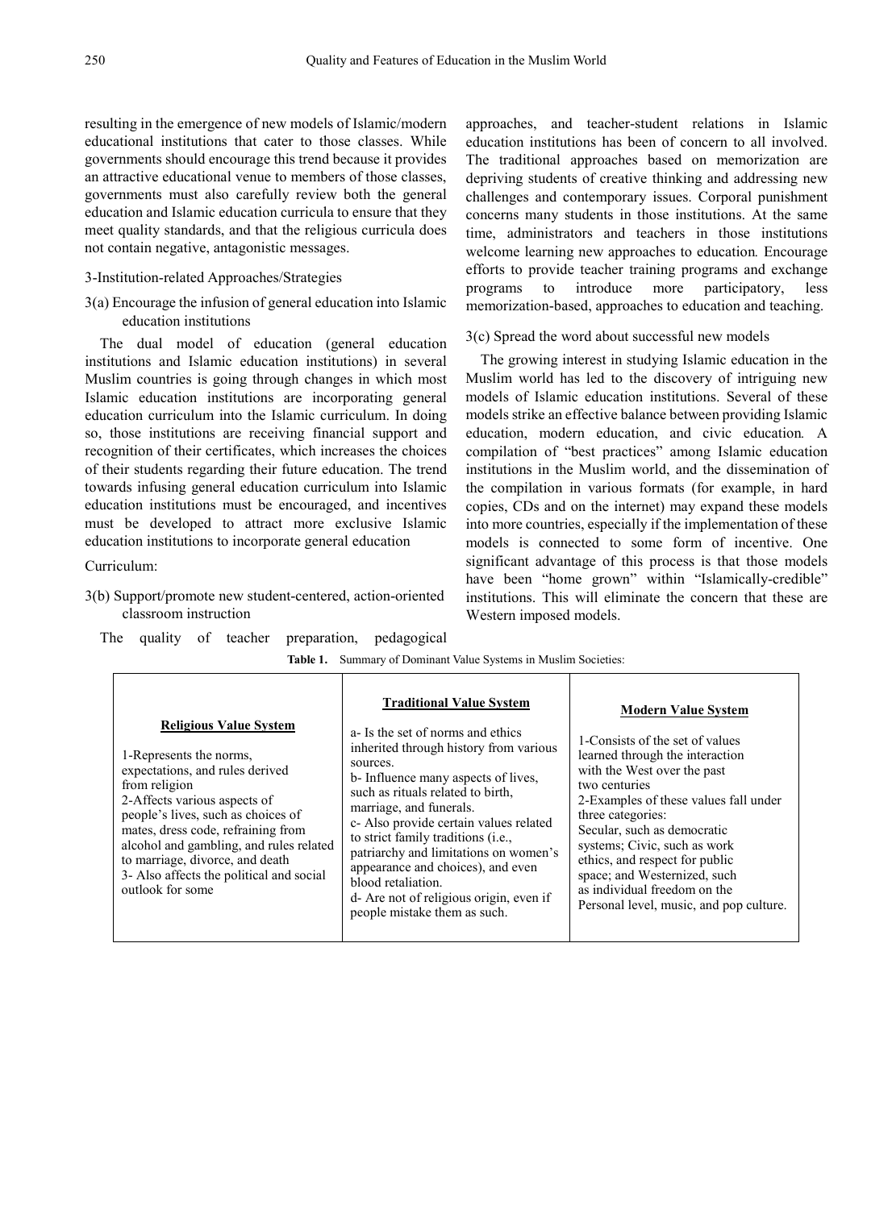resulting in the emergence of new models of Islamic/modern educational institutions that cater to those classes. While governments should encourage this trend because it provides an attractive educational venue to members of those classes, governments must also carefully review both the general education and Islamic education curricula to ensure that they meet quality standards, and that the religious curricula does not contain negative, antagonistic messages.

3-Institution-related Approaches/Strategies

3(a) Encourage the infusion of general education into Islamic education institutions

The dual model of education (general education institutions and Islamic education institutions) in several Muslim countries is going through changes in which most Islamic education institutions are incorporating general education curriculum into the Islamic curriculum. In doing so, those institutions are receiving financial support and recognition of their certificates, which increases the choices of their students regarding their future education. The trend towards infusing general education curriculum into Islamic education institutions must be encouraged, and incentives must be developed to attract more exclusive Islamic education institutions to incorporate general education

Curriculum:

3(b) Support/promote new student-centered, action-oriented classroom instruction

The quality of teacher preparation, pedagogical approaches, and teacher-student relations in Islamic education institutions has been of concern to all involved. The traditional approaches based on memorization are depriving students of creative thinking and addressing new challenges and contemporary issues. Corporal punishment concerns many students in those institutions. At the same time, administrators and teachers in those institutions welcome learning new approaches to education. Encourage efforts to provide teacher training programs and exchange programs to introduce more participatory, less memorization-based, approaches to education and teaching.

3(c) Spread the word about successful new models

The growing interest in studying Islamic education in the Muslim world has led to the discovery of intriguing new models of Islamic education institutions. Several of these models strike an effective balance between providing Islamic education, modern education, and civic education. A compilation of "best practices" among Islamic education institutions in the Muslim world, and the dissemination of the compilation in various formats (for example, in hard copies, CDs and on the internet) may expand these models into more countries, especially if the implementation of these models is connected to some form of incentive. One significant advantage of this process is that those models have been "home grown" within "Islamically-credible" institutions. This will eliminate the concern that these are Western imposed models.

**Table 1.** Summary of Dominant Value Systems in Muslim Societies:

| Religious Value System | Traditional Value System | Modern Value System |
|---|---|---|
| 1-Represents the norms, expectations, and rules derived from religion<br>2-Affects various aspects of people's lives, such as choices of mates, dress code, refraining from alcohol and gambling, and rules related to marriage, divorce, and death<br>3- Also affects the political and social outlook for some | a- Is the set of norms and ethics inherited through history from various sources.<br>b- Influence many aspects of lives, such as rituals related to birth, marriage, and funerals.<br>c- Also provide certain values related to strict family traditions (i.e., patriarchy and limitations on women's appearance and choices), and even blood retaliation.<br>d- Are not of religious origin, even if people mistake them as such. | 1-Consists of the set of values learned through the interaction with the West over the past two centuries<br>2-Examples of these values fall under three categories:<br>Secular, such as democratic systems; Civic, such as work ethics, and respect for public space; and Westernized, such as individual freedom on the Personal level, music, and pop culture. |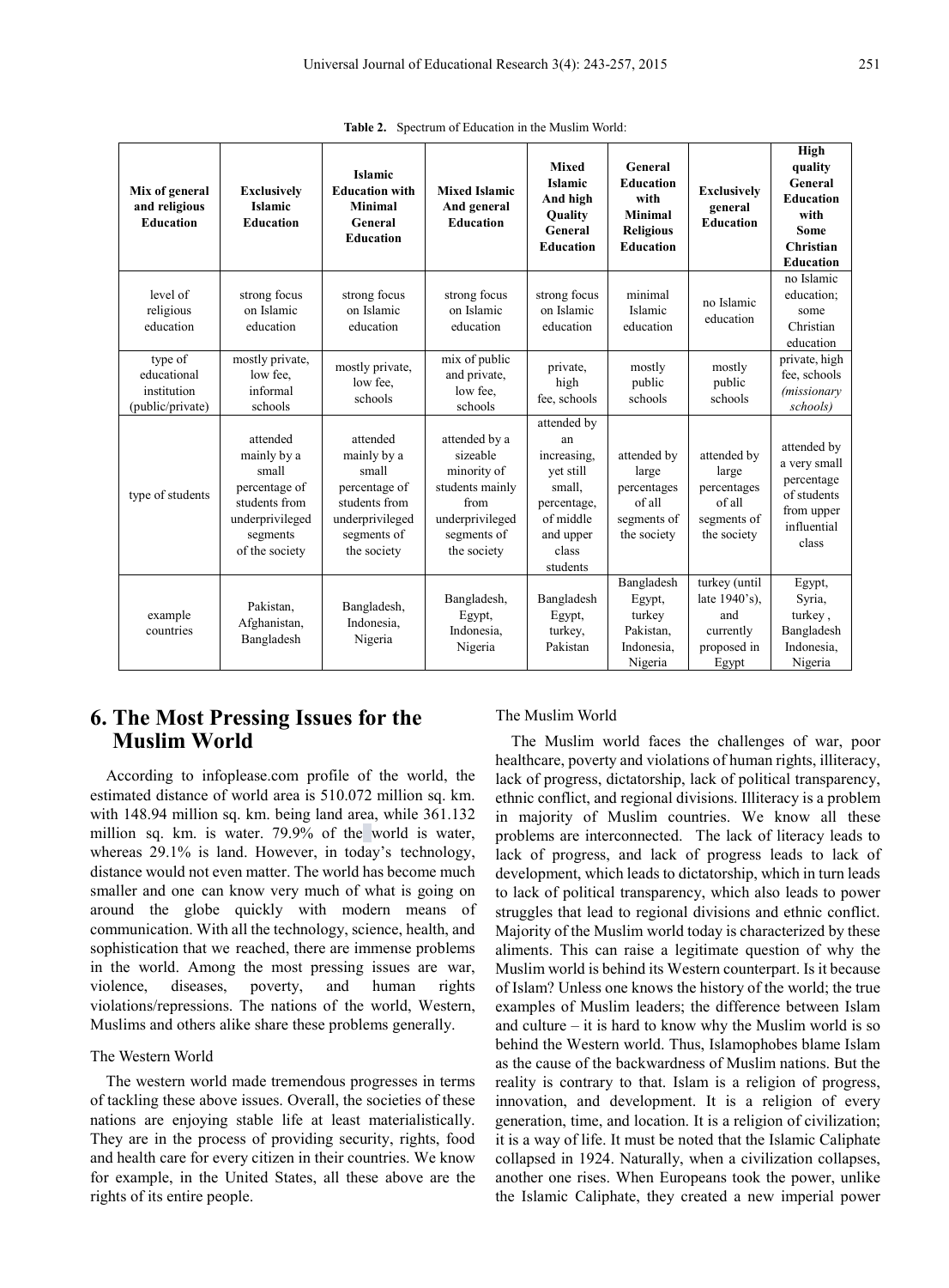**Table 2.** Spectrum of Education in the Muslim World:

| Mix of general and religious Education | Exclusively Islamic Education | Islamic Education with Minimal General Education | Mixed Islamic And general Education | Mixed Islamic And high Quality General Education | General Education with Minimal Religious Education | Exclusively general Education | High quality General Education with Some Christian Education |
|---|---|---|---|---|---|---|---|
| level of religious education | strong focus on Islamic education | strong focus on Islamic education | strong focus on Islamic education | strong focus on Islamic education | minimal Islamic education | no Islamic education | no Islamic education; some Christian education |
| type of educational institution (public/private) | mostly private, low fee, informal schools | mostly private, low fee, schools | mix of public and private, low fee, schools | private, high fee, schools | mostly public schools | mostly public schools | private, high fee, schools *(missionary schools)* |
| type of students | attended mainly by a small percentage of students from underprivileged segments of the society | attended mainly by a small percentage of students from underprivileged segments of the society | attended by a sizeable minority of students mainly from underprivileged segments of the society | attended by an increasing, yet still small, percentage, of middle and upper class students | attended by large percentages of all segments of the society | attended by large percentages of all segments of the society | attended by a very small percentage of students from upper influential class |
| example countries | Pakistan, Afghanistan, Bangladesh | Bangladesh, Indonesia, Nigeria | Bangladesh, Egypt, Indonesia, Nigeria | Bangladesh Egypt, turkey, Pakistan | Bangladesh Egypt, turkey Pakistan, Indonesia, Nigeria | turkey (until late 1940's), and currently proposed in Egypt | Egypt, Syria, turkey , Bangladesh Indonesia, Nigeria |

## 6. The Most Pressing Issues for the Muslim World

According to infoplease.com profile of the world, the estimated distance of world area is 510.072 million sq. km. with 148.94 million sq. km. being land area, while 361.132 million sq. km. is water. 79.9% of the world is water, whereas 29.1% is land. However, in today's technology, distance would not even matter. The world has become much smaller and one can know very much of what is going on around the globe quickly with modern means of communication. With all the technology, science, health, and sophistication that we reached, there are immense problems in the world. Among the most pressing issues are war, violence, diseases, poverty, and human rights violations/repressions. The nations of the world, Western, Muslims and others alike share these problems generally.

The Western World

The western world made tremendous progresses in terms of tackling these above issues. Overall, the societies of these nations are enjoying stable life at least materialistically. They are in the process of providing security, rights, food and health care for every citizen in their countries. We know for example, in the United States, all these above are the rights of its entire people.

The Muslim World

The Muslim world faces the challenges of war, poor healthcare, poverty and violations of human rights, illiteracy, lack of progress, dictatorship, lack of political transparency, ethnic conflict, and regional divisions. Illiteracy is a problem in majority of Muslim countries. We know all these problems are interconnected. The lack of literacy leads to lack of progress, and lack of progress leads to lack of development, which leads to dictatorship, which in turn leads to lack of political transparency, which also leads to power struggles that lead to regional divisions and ethnic conflict. Majority of the Muslim world today is characterized by these aliments. This can raise a legitimate question of why the Muslim world is behind its Western counterpart. Is it because of Islam? Unless one knows the history of the world; the true examples of Muslim leaders; the difference between Islam and culture – it is hard to know why the Muslim world is so behind the Western world. Thus, Islamophobes blame Islam as the cause of the backwardness of Muslim nations. But the reality is contrary to that. Islam is a religion of progress, innovation, and development. It is a religion of every generation, time, and location. It is a religion of civilization; it is a way of life. It must be noted that the Islamic Caliphate collapsed in 1924. Naturally, when a civilization collapses, another one rises. When Europeans took the power, unlike the Islamic Caliphate, they created a new imperial power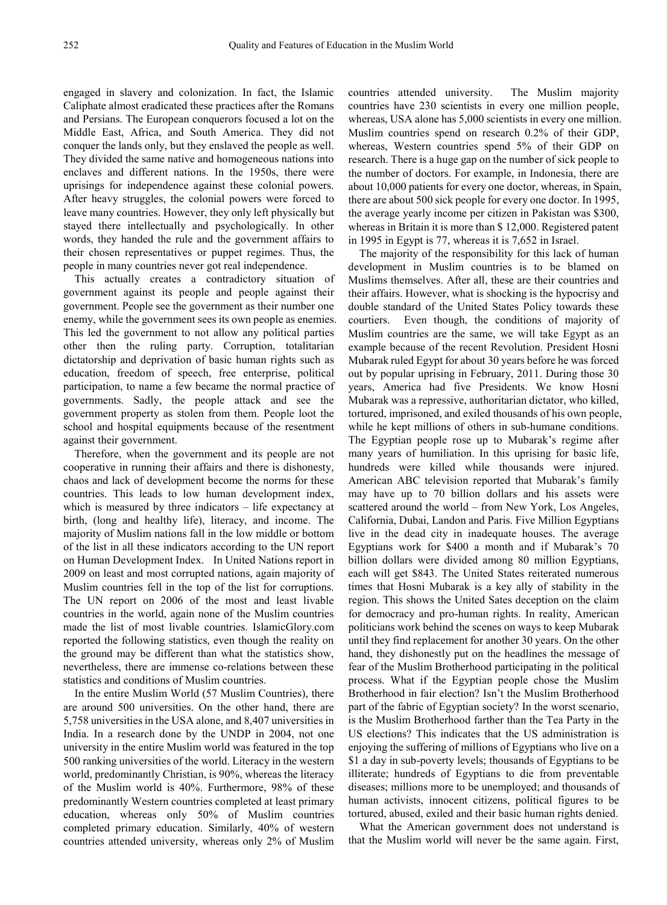engaged in slavery and colonization. In fact, the Islamic Caliphate almost eradicated these practices after the Romans and Persians. The European conquerors focused a lot on the Middle East, Africa, and South America. They did not conquer the lands only, but they enslaved the people as well. They divided the same native and homogeneous nations into enclaves and different nations. In the 1950s, there were uprisings for independence against these colonial powers. After heavy struggles, the colonial powers were forced to leave many countries. However, they only left physically but stayed there intellectually and psychologically. In other words, they handed the rule and the government affairs to their chosen representatives or puppet regimes. Thus, the people in many countries never got real independence.

This actually creates a contradictory situation of government against its people and people against their government. People see the government as their number one enemy, while the government sees its own people as enemies. This led the government to not allow any political parties other then the ruling party. Corruption, totalitarian dictatorship and deprivation of basic human rights such as education, freedom of speech, free enterprise, political participation, to name a few became the normal practice of governments. Sadly, the people attack and see the government property as stolen from them. People loot the school and hospital equipments because of the resentment against their government.

Therefore, when the government and its people are not cooperative in running their affairs and there is dishonesty, chaos and lack of development become the norms for these countries. This leads to low human development index, which is measured by three indicators – life expectancy at birth, (long and healthy life), literacy, and income. The majority of Muslim nations fall in the low middle or bottom of the list in all these indicators according to the UN report on Human Development Index. In United Nations report in 2009 on least and most corrupted nations, again majority of Muslim countries fell in the top of the list for corruptions. The UN report on 2006 of the most and least livable countries in the world, again none of the Muslim countries made the list of most livable countries. IslamicGlory.com reported the following statistics, even though the reality on the ground may be different than what the statistics show, nevertheless, there are immense co-relations between these statistics and conditions of Muslim countries.

In the entire Muslim World (57 Muslim Countries), there are around 500 universities. On the other hand, there are 5,758 universities in the USA alone, and 8,407 universities in India. In a research done by the UNDP in 2004, not one university in the entire Muslim world was featured in the top 500 ranking universities of the world. Literacy in the western world, predominantly Christian, is 90%, whereas the literacy of the Muslim world is 40%. Furthermore, 98% of these predominantly Western countries completed at least primary education, whereas only 50% of Muslim countries completed primary education. Similarly, 40% of western countries attended university, whereas only 2% of Muslim countries attended university. The Muslim majority countries have 230 scientists in every one million people, whereas, USA alone has 5,000 scientists in every one million. Muslim countries spend on research 0.2% of their GDP, whereas, Western countries spend 5% of their GDP on research. There is a huge gap on the number of sick people to the number of doctors. For example, in Indonesia, there are about 10,000 patients for every one doctor, whereas, in Spain, there are about 500 sick people for every one doctor. In 1995, the average yearly income per citizen in Pakistan was $300, whereas in Britain it is more than $ 12,000. Registered patent in 1995 in Egypt is 77, whereas it is 7,652 in Israel.

The majority of the responsibility for this lack of human development in Muslim countries is to be blamed on Muslims themselves. After all, these are their countries and their affairs. However, what is shocking is the hypocrisy and double standard of the United States Policy towards these courtiers. Even though, the conditions of majority of Muslim countries are the same, we will take Egypt as an example because of the recent Revolution. President Hosni Mubarak ruled Egypt for about 30 years before he was forced out by popular uprising in February, 2011. During those 30 years, America had five Presidents. We know Hosni Mubarak was a repressive, authoritarian dictator, who killed, tortured, imprisoned, and exiled thousands of his own people, while he kept millions of others in sub-humane conditions. The Egyptian people rose up to Mubarak's regime after many years of humiliation. In this uprising for basic life, hundreds were killed while thousands were injured. American ABC television reported that Mubarak's family may have up to 70 billion dollars and his assets were scattered around the world – from New York, Los Angeles, California, Dubai, Landon and Paris. Five Million Egyptians live in the dead city in inadequate houses. The average Egyptians work for $400 a month and if Mubarak's 70 billion dollars were divided among 80 million Egyptians, each will get $843. The United States reiterated numerous times that Hosni Mubarak is a key ally of stability in the region. This shows the United Sates deception on the claim for democracy and pro-human rights. In reality, American politicians work behind the scenes on ways to keep Mubarak until they find replacement for another 30 years. On the other hand, they dishonestly put on the headlines the message of fear of the Muslim Brotherhood participating in the political process. What if the Egyptian people chose the Muslim Brotherhood in fair election? Isn't the Muslim Brotherhood part of the fabric of Egyptian society? In the worst scenario, is the Muslim Brotherhood farther than the Tea Party in the US elections? This indicates that the US administration is enjoying the suffering of millions of Egyptians who live on a $1 a day in sub-poverty levels; thousands of Egyptians to be illiterate; hundreds of Egyptians to die from preventable diseases; millions more to be unemployed; and thousands of human activists, innocent citizens, political figures to be tortured, abused, exiled and their basic human rights denied.

What the American government does not understand is that the Muslim world will never be the same again. First,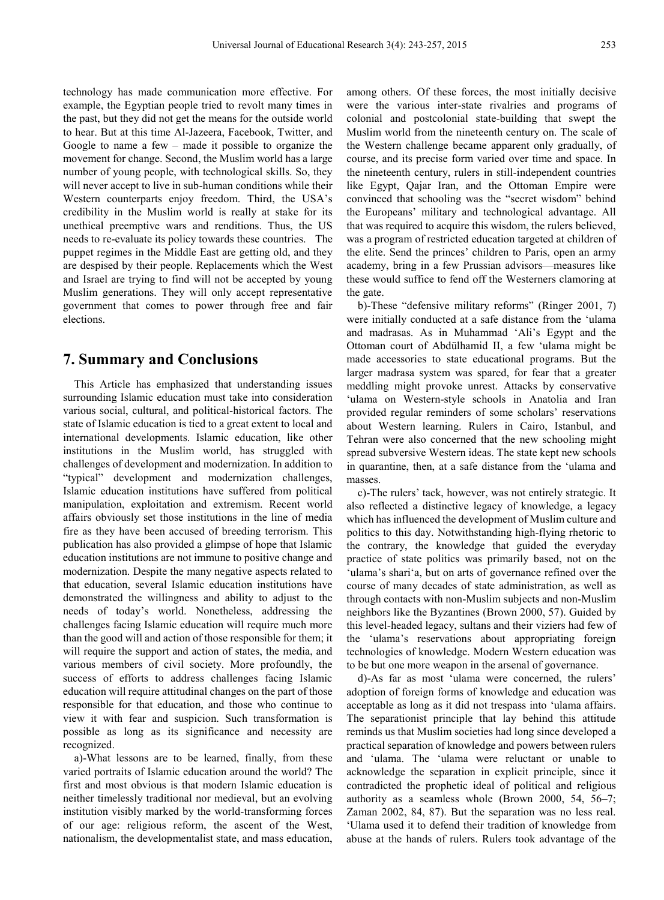technology has made communication more effective. For example, the Egyptian people tried to revolt many times in the past, but they did not get the means for the outside world to hear. But at this time Al-Jazeera, Facebook, Twitter, and Google to name a few – made it possible to organize the movement for change. Second, the Muslim world has a large number of young people, with technological skills. So, they will never accept to live in sub-human conditions while their Western counterparts enjoy freedom. Third, the USA's credibility in the Muslim world is really at stake for its unethical preemptive wars and renditions. Thus, the US needs to re-evaluate its policy towards these countries. The puppet regimes in the Middle East are getting old, and they are despised by their people. Replacements which the West and Israel are trying to find will not be accepted by young Muslim generations. They will only accept representative government that comes to power through free and fair elections.

## 7. Summary and Conclusions

This Article has emphasized that understanding issues surrounding Islamic education must take into consideration various social, cultural, and political-historical factors. The state of Islamic education is tied to a great extent to local and international developments. Islamic education, like other institutions in the Muslim world, has struggled with challenges of development and modernization. In addition to "typical" development and modernization challenges, Islamic education institutions have suffered from political manipulation, exploitation and extremism. Recent world affairs obviously set those institutions in the line of media fire as they have been accused of breeding terrorism. This publication has also provided a glimpse of hope that Islamic education institutions are not immune to positive change and modernization. Despite the many negative aspects related to that education, several Islamic education institutions have demonstrated the willingness and ability to adjust to the needs of today's world. Nonetheless, addressing the challenges facing Islamic education will require much more than the good will and action of those responsible for them; it will require the support and action of states, the media, and various members of civil society. More profoundly, the success of efforts to address challenges facing Islamic education will require attitudinal changes on the part of those responsible for that education, and those who continue to view it with fear and suspicion. Such transformation is possible as long as its significance and necessity are recognized.

a)-What lessons are to be learned, finally, from these varied portraits of Islamic education around the world? The first and most obvious is that modern Islamic education is neither timelessly traditional nor medieval, but an evolving institution visibly marked by the world-transforming forces of our age: religious reform, the ascent of the West, nationalism, the developmentalist state, and mass education, among others. Of these forces, the most initially decisive were the various inter-state rivalries and programs of colonial and postcolonial state-building that swept the Muslim world from the nineteenth century on. The scale of the Western challenge became apparent only gradually, of course, and its precise form varied over time and space. In the nineteenth century, rulers in still-independent countries like Egypt, Qajar Iran, and the Ottoman Empire were convinced that schooling was the "secret wisdom" behind the Europeans' military and technological advantage. All that was required to acquire this wisdom, the rulers believed, was a program of restricted education targeted at children of the elite. Send the princes' children to Paris, open an army academy, bring in a few Prussian advisors—measures like these would suffice to fend off the Westerners clamoring at the gate.

b)-These "defensive military reforms" (Ringer 2001, 7) were initially conducted at a safe distance from the 'ulama and madrasas. As in Muhammad 'Ali's Egypt and the Ottoman court of Abdülhamid II, a few 'ulama might be made accessories to state educational programs. But the larger madrasa system was spared, for fear that a greater meddling might provoke unrest. Attacks by conservative 'ulama on Western-style schools in Anatolia and Iran provided regular reminders of some scholars' reservations about Western learning. Rulers in Cairo, Istanbul, and Tehran were also concerned that the new schooling might spread subversive Western ideas. The state kept new schools in quarantine, then, at a safe distance from the 'ulama and masses.

c)-The rulers' tack, however, was not entirely strategic. It also reflected a distinctive legacy of knowledge, a legacy which has influenced the development of Muslim culture and politics to this day. Notwithstanding high-flying rhetoric to the contrary, the knowledge that guided the everyday practice of state politics was primarily based, not on the 'ulama's shari'a, but on arts of governance refined over the course of many decades of state administration, as well as through contacts with non-Muslim subjects and non-Muslim neighbors like the Byzantines (Brown 2000, 57). Guided by this level-headed legacy, sultans and their viziers had few of the 'ulama's reservations about appropriating foreign technologies of knowledge. Modern Western education was to be but one more weapon in the arsenal of governance.

d)-As far as most 'ulama were concerned, the rulers' adoption of foreign forms of knowledge and education was acceptable as long as it did not trespass into 'ulama affairs. The separationist principle that lay behind this attitude reminds us that Muslim societies had long since developed a practical separation of knowledge and powers between rulers and 'ulama. The 'ulama were reluctant or unable to acknowledge the separation in explicit principle, since it contradicted the prophetic ideal of political and religious authority as a seamless whole (Brown 2000, 54, 56–7; Zaman 2002, 84, 87). But the separation was no less real. 'Ulama used it to defend their tradition of knowledge from abuse at the hands of rulers. Rulers took advantage of the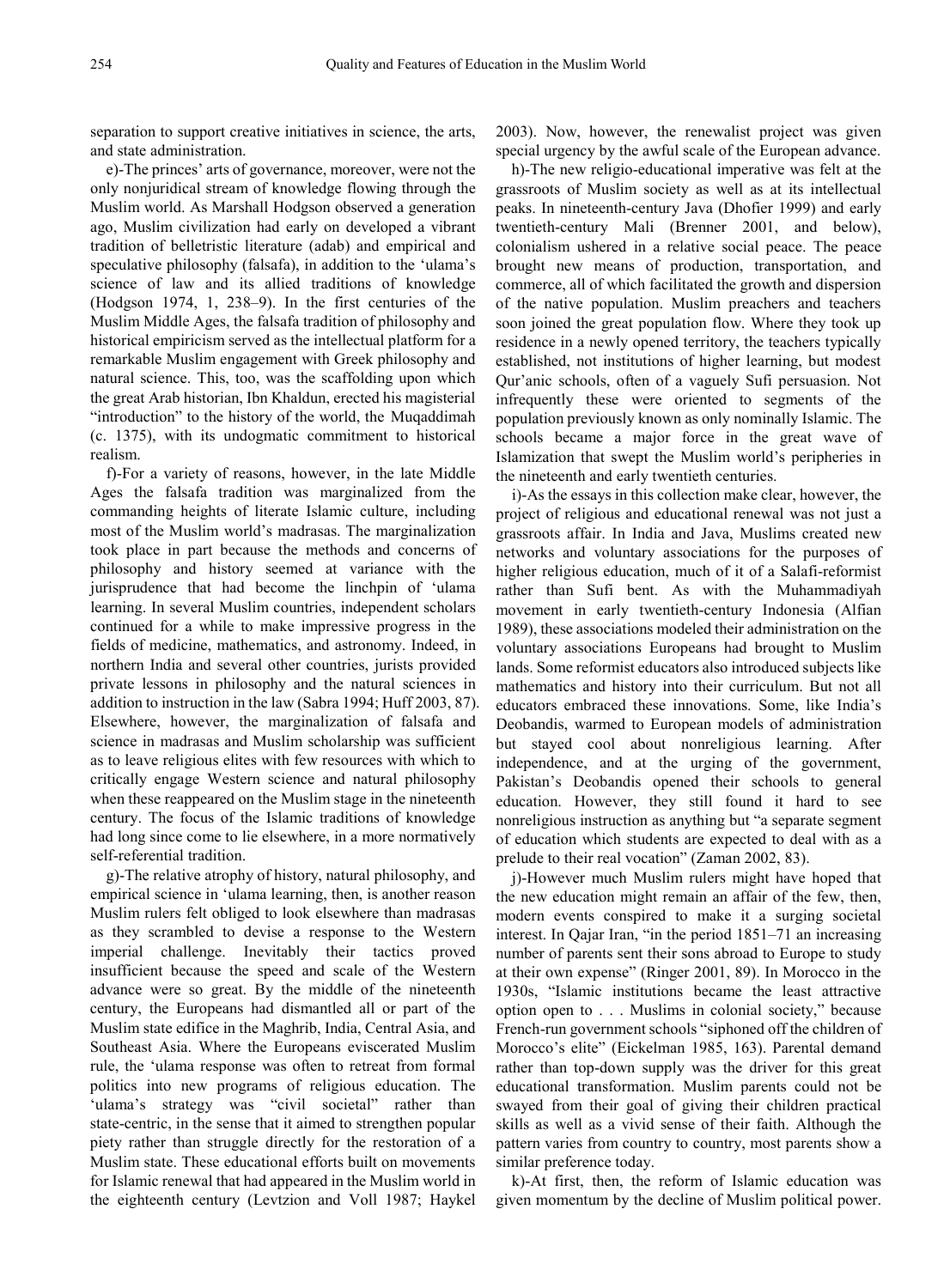separation to support creative initiatives in science, the arts, and state administration.

e)-The princes' arts of governance, moreover, were not the only nonjuridical stream of knowledge flowing through the Muslim world. As Marshall Hodgson observed a generation ago, Muslim civilization had early on developed a vibrant tradition of belletristic literature (adab) and empirical and speculative philosophy (falsafa), in addition to the 'ulama's science of law and its allied traditions of knowledge (Hodgson 1974, 1, 238–9). In the first centuries of the Muslim Middle Ages, the falsafa tradition of philosophy and historical empiricism served as the intellectual platform for a remarkable Muslim engagement with Greek philosophy and natural science. This, too, was the scaffolding upon which the great Arab historian, Ibn Khaldun, erected his magisterial "introduction" to the history of the world, the Muqaddimah (c. 1375), with its undogmatic commitment to historical realism.

f)-For a variety of reasons, however, in the late Middle Ages the falsafa tradition was marginalized from the commanding heights of literate Islamic culture, including most of the Muslim world's madrasas. The marginalization took place in part because the methods and concerns of philosophy and history seemed at variance with the jurisprudence that had become the linchpin of 'ulama learning. In several Muslim countries, independent scholars continued for a while to make impressive progress in the fields of medicine, mathematics, and astronomy. Indeed, in northern India and several other countries, jurists provided private lessons in philosophy and the natural sciences in addition to instruction in the law (Sabra 1994; Huff 2003, 87). Elsewhere, however, the marginalization of falsafa and science in madrasas and Muslim scholarship was sufficient as to leave religious elites with few resources with which to critically engage Western science and natural philosophy when these reappeared on the Muslim stage in the nineteenth century. The focus of the Islamic traditions of knowledge had long since come to lie elsewhere, in a more normatively self-referential tradition.

g)-The relative atrophy of history, natural philosophy, and empirical science in 'ulama learning, then, is another reason Muslim rulers felt obliged to look elsewhere than madrasas as they scrambled to devise a response to the Western imperial challenge. Inevitably their tactics proved insufficient because the speed and scale of the Western advance were so great. By the middle of the nineteenth century, the Europeans had dismantled all or part of the Muslim state edifice in the Maghrib, India, Central Asia, and Southeast Asia. Where the Europeans eviscerated Muslim rule, the 'ulama response was often to retreat from formal politics into new programs of religious education. The 'ulama's strategy was "civil societal" rather than state-centric, in the sense that it aimed to strengthen popular piety rather than struggle directly for the restoration of a Muslim state. These educational efforts built on movements for Islamic renewal that had appeared in the Muslim world in the eighteenth century (Levtzion and Voll 1987; Haykel 2003). Now, however, the renewalist project was given special urgency by the awful scale of the European advance.

h)-The new religio-educational imperative was felt at the grassroots of Muslim society as well as at its intellectual peaks. In nineteenth-century Java (Dhofier 1999) and early twentieth-century Mali (Brenner 2001, and below), colonialism ushered in a relative social peace. The peace brought new means of production, transportation, and commerce, all of which facilitated the growth and dispersion of the native population. Muslim preachers and teachers soon joined the great population flow. Where they took up residence in a newly opened territory, the teachers typically established, not institutions of higher learning, but modest Qur'anic schools, often of a vaguely Sufi persuasion. Not infrequently these were oriented to segments of the population previously known as only nominally Islamic. The schools became a major force in the great wave of Islamization that swept the Muslim world's peripheries in the nineteenth and early twentieth centuries.

i)-As the essays in this collection make clear, however, the project of religious and educational renewal was not just a grassroots affair. In India and Java, Muslims created new networks and voluntary associations for the purposes of higher religious education, much of it of a Salafi-reformist rather than Sufi bent. As with the Muhammadiyah movement in early twentieth-century Indonesia (Alfian 1989), these associations modeled their administration on the voluntary associations Europeans had brought to Muslim lands. Some reformist educators also introduced subjects like mathematics and history into their curriculum. But not all educators embraced these innovations. Some, like India's Deobandis, warmed to European models of administration but stayed cool about nonreligious learning. After independence, and at the urging of the government, Pakistan's Deobandis opened their schools to general education. However, they still found it hard to see nonreligious instruction as anything but "a separate segment of education which students are expected to deal with as a prelude to their real vocation" (Zaman 2002, 83).

j)-However much Muslim rulers might have hoped that the new education might remain an affair of the few, then, modern events conspired to make it a surging societal interest. In Qajar Iran, "in the period 1851–71 an increasing number of parents sent their sons abroad to Europe to study at their own expense" (Ringer 2001, 89). In Morocco in the 1930s, "Islamic institutions became the least attractive option open to . . . Muslims in colonial society," because French-run government schools "siphoned off the children of Morocco's elite" (Eickelman 1985, 163). Parental demand rather than top-down supply was the driver for this great educational transformation. Muslim parents could not be swayed from their goal of giving their children practical skills as well as a vivid sense of their faith. Although the pattern varies from country to country, most parents show a similar preference today.

k)-At first, then, the reform of Islamic education was given momentum by the decline of Muslim political power.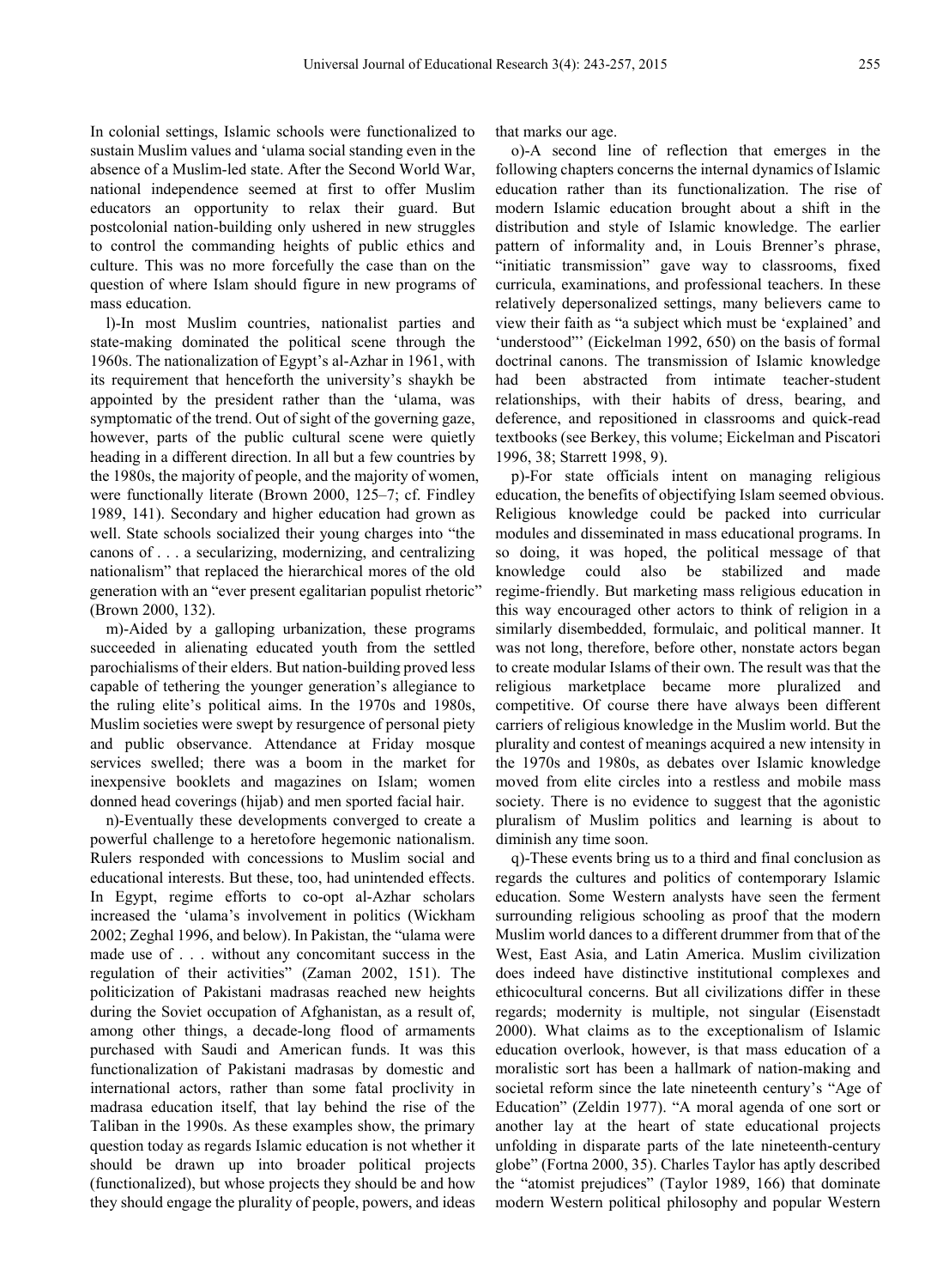In colonial settings, Islamic schools were functionalized to sustain Muslim values and 'ulama social standing even in the absence of a Muslim-led state. After the Second World War, national independence seemed at first to offer Muslim educators an opportunity to relax their guard. But postcolonial nation-building only ushered in new struggles to control the commanding heights of public ethics and culture. This was no more forcefully the case than on the question of where Islam should figure in new programs of mass education.

l)-In most Muslim countries, nationalist parties and state-making dominated the political scene through the 1960s. The nationalization of Egypt's al-Azhar in 1961, with its requirement that henceforth the university's shaykh be appointed by the president rather than the 'ulama, was symptomatic of the trend. Out of sight of the governing gaze, however, parts of the public cultural scene were quietly heading in a different direction. In all but a few countries by the 1980s, the majority of people, and the majority of women, were functionally literate (Brown 2000, 125–7; cf. Findley 1989, 141). Secondary and higher education had grown as well. State schools socialized their young charges into "the canons of . . . a secularizing, modernizing, and centralizing nationalism" that replaced the hierarchical mores of the old generation with an "ever present egalitarian populist rhetoric" (Brown 2000, 132).

m)-Aided by a galloping urbanization, these programs succeeded in alienating educated youth from the settled parochialisms of their elders. But nation-building proved less capable of tethering the younger generation's allegiance to the ruling elite's political aims. In the 1970s and 1980s, Muslim societies were swept by resurgence of personal piety and public observance. Attendance at Friday mosque services swelled; there was a boom in the market for inexpensive booklets and magazines on Islam; women donned head coverings (hijab) and men sported facial hair.

n)-Eventually these developments converged to create a powerful challenge to a heretofore hegemonic nationalism. Rulers responded with concessions to Muslim social and educational interests. But these, too, had unintended effects. In Egypt, regime efforts to co-opt al-Azhar scholars increased the 'ulama's involvement in politics (Wickham 2002; Zeghal 1996, and below). In Pakistan, the "ulama were made use of . . . without any concomitant success in the regulation of their activities" (Zaman 2002, 151). The politicization of Pakistani madrasas reached new heights during the Soviet occupation of Afghanistan, as a result of, among other things, a decade-long flood of armaments purchased with Saudi and American funds. It was this functionalization of Pakistani madrasas by domestic and international actors, rather than some fatal proclivity in madrasa education itself, that lay behind the rise of the Taliban in the 1990s. As these examples show, the primary question today as regards Islamic education is not whether it should be drawn up into broader political projects (functionalized), but whose projects they should be and how they should engage the plurality of people, powers, and ideas that marks our age.

o)-A second line of reflection that emerges in the following chapters concerns the internal dynamics of Islamic education rather than its functionalization. The rise of modern Islamic education brought about a shift in the distribution and style of Islamic knowledge. The earlier pattern of informality and, in Louis Brenner's phrase, "initiatic transmission" gave way to classrooms, fixed curricula, examinations, and professional teachers. In these relatively depersonalized settings, many believers came to view their faith as "a subject which must be 'explained' and 'understood'" (Eickelman 1992, 650) on the basis of formal doctrinal canons. The transmission of Islamic knowledge had been abstracted from intimate teacher-student relationships, with their habits of dress, bearing, and deference, and repositioned in classrooms and quick-read textbooks (see Berkey, this volume; Eickelman and Piscatori 1996, 38; Starrett 1998, 9).

p)-For state officials intent on managing religious education, the benefits of objectifying Islam seemed obvious. Religious knowledge could be packed into curricular modules and disseminated in mass educational programs. In so doing, it was hoped, the political message of that knowledge could also be stabilized and made regime-friendly. But marketing mass religious education in this way encouraged other actors to think of religion in a similarly disembedded, formulaic, and political manner. It was not long, therefore, before other, nonstate actors began to create modular Islams of their own. The result was that the religious marketplace became more pluralized and competitive. Of course there have always been different carriers of religious knowledge in the Muslim world. But the plurality and contest of meanings acquired a new intensity in the 1970s and 1980s, as debates over Islamic knowledge moved from elite circles into a restless and mobile mass society. There is no evidence to suggest that the agonistic pluralism of Muslim politics and learning is about to diminish any time soon.

q)-These events bring us to a third and final conclusion as regards the cultures and politics of contemporary Islamic education. Some Western analysts have seen the ferment surrounding religious schooling as proof that the modern Muslim world dances to a different drummer from that of the West, East Asia, and Latin America. Muslim civilization does indeed have distinctive institutional complexes and ethicocultural concerns. But all civilizations differ in these regards; modernity is multiple, not singular (Eisenstadt 2000). What claims as to the exceptionalism of Islamic education overlook, however, is that mass education of a moralistic sort has been a hallmark of nation-making and societal reform since the late nineteenth century's "Age of Education" (Zeldin 1977). "A moral agenda of one sort or another lay at the heart of state educational projects unfolding in disparate parts of the late nineteenth-century globe" (Fortna 2000, 35). Charles Taylor has aptly described the "atomist prejudices" (Taylor 1989, 166) that dominate modern Western political philosophy and popular Western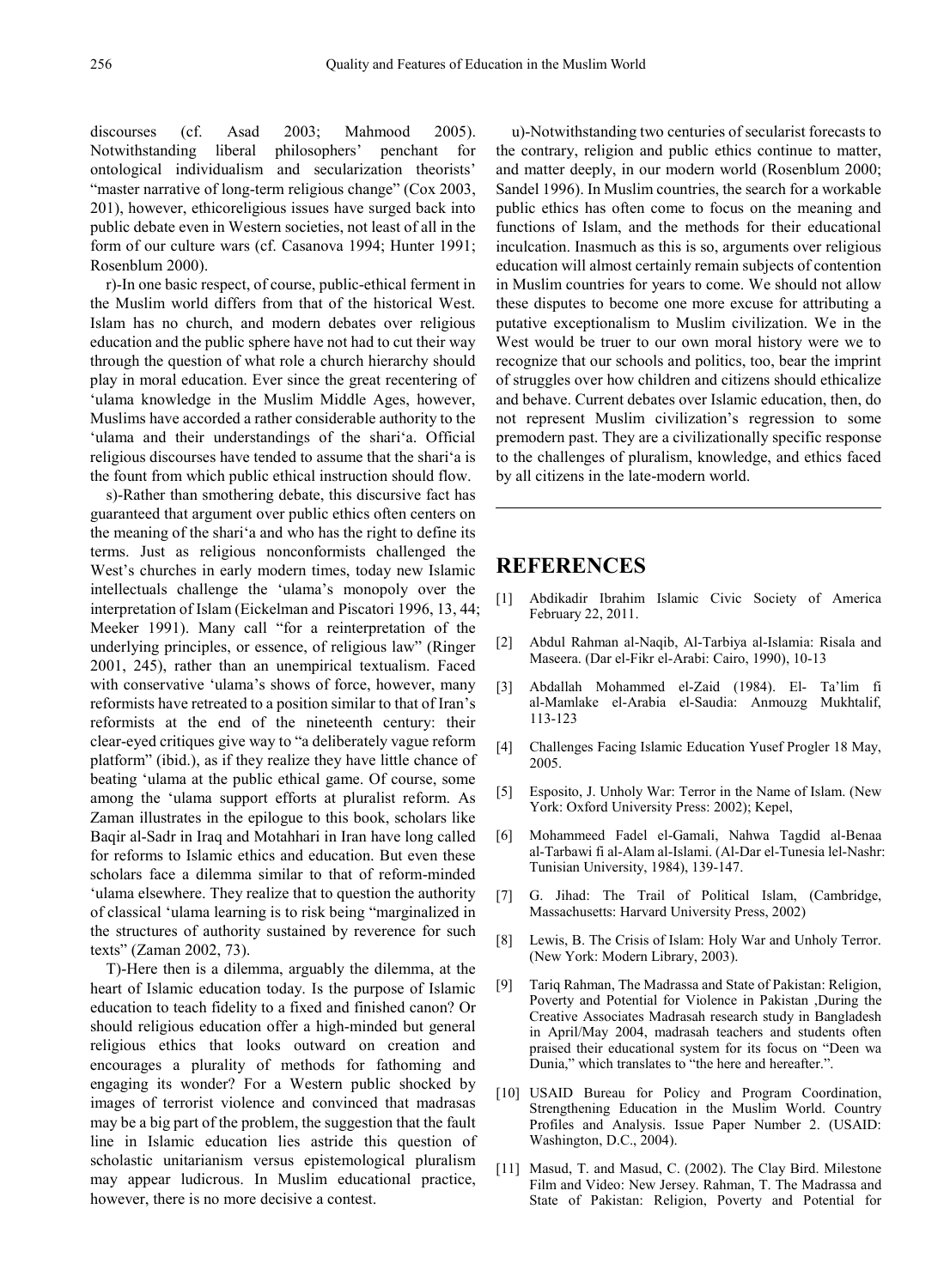discourses (cf. Asad 2003; Mahmood 2005). Notwithstanding liberal philosophers' penchant for ontological individualism and secularization theorists' "master narrative of long-term religious change" (Cox 2003, 201), however, ethicoreligious issues have surged back into public debate even in Western societies, not least of all in the form of our culture wars (cf. Casanova 1994; Hunter 1991; Rosenblum 2000).

r)-In one basic respect, of course, public-ethical ferment in the Muslim world differs from that of the historical West. Islam has no church, and modern debates over religious education and the public sphere have not had to cut their way through the question of what role a church hierarchy should play in moral education. Ever since the great recentering of 'ulama knowledge in the Muslim Middle Ages, however, Muslims have accorded a rather considerable authority to the 'ulama and their understandings of the shari'a. Official religious discourses have tended to assume that the shari'a is the fount from which public ethical instruction should flow.

s)-Rather than smothering debate, this discursive fact has guaranteed that argument over public ethics often centers on the meaning of the shari'a and who has the right to define its terms. Just as religious nonconformists challenged the West's churches in early modern times, today new Islamic intellectuals challenge the 'ulama's monopoly over the interpretation of Islam (Eickelman and Piscatori 1996, 13, 44; Meeker 1991). Many call "for a reinterpretation of the underlying principles, or essence, of religious law" (Ringer 2001, 245), rather than an unempirical textualism. Faced with conservative 'ulama's shows of force, however, many reformists have retreated to a position similar to that of Iran's reformists at the end of the nineteenth century: their clear-eyed critiques give way to "a deliberately vague reform platform" (ibid.), as if they realize they have little chance of beating 'ulama at the public ethical game. Of course, some among the 'ulama support efforts at pluralist reform. As Zaman illustrates in the epilogue to this book, scholars like Baqir al-Sadr in Iraq and Motahhari in Iran have long called for reforms to Islamic ethics and education. But even these scholars face a dilemma similar to that of reform-minded 'ulama elsewhere. They realize that to question the authority of classical 'ulama learning is to risk being "marginalized in the structures of authority sustained by reverence for such texts" (Zaman 2002, 73).

T)-Here then is a dilemma, arguably the dilemma, at the heart of Islamic education today. Is the purpose of Islamic education to teach fidelity to a fixed and finished canon? Or should religious education offer a high-minded but general religious ethics that looks outward on creation and encourages a plurality of methods for fathoming and engaging its wonder? For a Western public shocked by images of terrorist violence and convinced that madrasas may be a big part of the problem, the suggestion that the fault line in Islamic education lies astride this question of scholastic unitarianism versus epistemological pluralism may appear ludicrous. In Muslim educational practice, however, there is no more decisive a contest.

u)-Notwithstanding two centuries of secularist forecasts to the contrary, religion and public ethics continue to matter, and matter deeply, in our modern world (Rosenblum 2000; Sandel 1996). In Muslim countries, the search for a workable public ethics has often come to focus on the meaning and functions of Islam, and the methods for their educational inculcation. Inasmuch as this is so, arguments over religious education will almost certainly remain subjects of contention in Muslim countries for years to come. We should not allow these disputes to become one more excuse for attributing a putative exceptionalism to Muslim civilization. We in the West would be truer to our own moral history were we to recognize that our schools and politics, too, bear the imprint of struggles over how children and citizens should ethicalize and behave. Current debates over Islamic education, then, do not represent Muslim civilization's regression to some premodern past. They are a civilizationally specific response to the challenges of pluralism, knowledge, and ethics faced by all citizens in the late-modern world.

## REFERENCES

[1] Abdikadir Ibrahim Islamic Civic Society of America February 22, 2011.

[2] Abdul Rahman al-Naqib, Al-Tarbiya al-Islamia: Risala and Maseera. (Dar el-Fikr el-Arabi: Cairo, 1990), 10-13

[3] Abdallah Mohammed el-Zaid (1984). El- Ta'lim fi al-Mamlake el-Arabia el-Saudia: Anmouzg Mukhtalif, 113-123

[4] Challenges Facing Islamic Education Yusef Progler 18 May, 2005.

[5] Esposito, J. Unholy War: Terror in the Name of Islam. (New York: Oxford University Press: 2002); Kepel,

[6] Mohammeed Fadel el-Gamali, Nahwa Tagdid al-Benaa al-Tarbawi fi al-Alam al-Islami. (Al-Dar el-Tunesia lel-Nashr: Tunisian University, 1984), 139-147.

[7] G. Jihad: The Trail of Political Islam, (Cambridge, Massachusetts: Harvard University Press, 2002)

[8] Lewis, B. The Crisis of Islam: Holy War and Unholy Terror. (New York: Modern Library, 2003).

[9] Tariq Rahman, The Madrassa and State of Pakistan: Religion, Poverty and Potential for Violence in Pakistan ,During the Creative Associates Madrasah research study in Bangladesh in April/May 2004, madrasah teachers and students often praised their educational system for its focus on "Deen wa Dunia," which translates to "the here and hereafter.".

[10] USAID Bureau for Policy and Program Coordination, Strengthening Education in the Muslim World. Country Profiles and Analysis. Issue Paper Number 2. (USAID: Washington, D.C., 2004).

[11] Masud, T. and Masud, C. (2002). The Clay Bird. Milestone Film and Video: New Jersey. Rahman, T. The Madrassa and State of Pakistan: Religion, Poverty and Potential for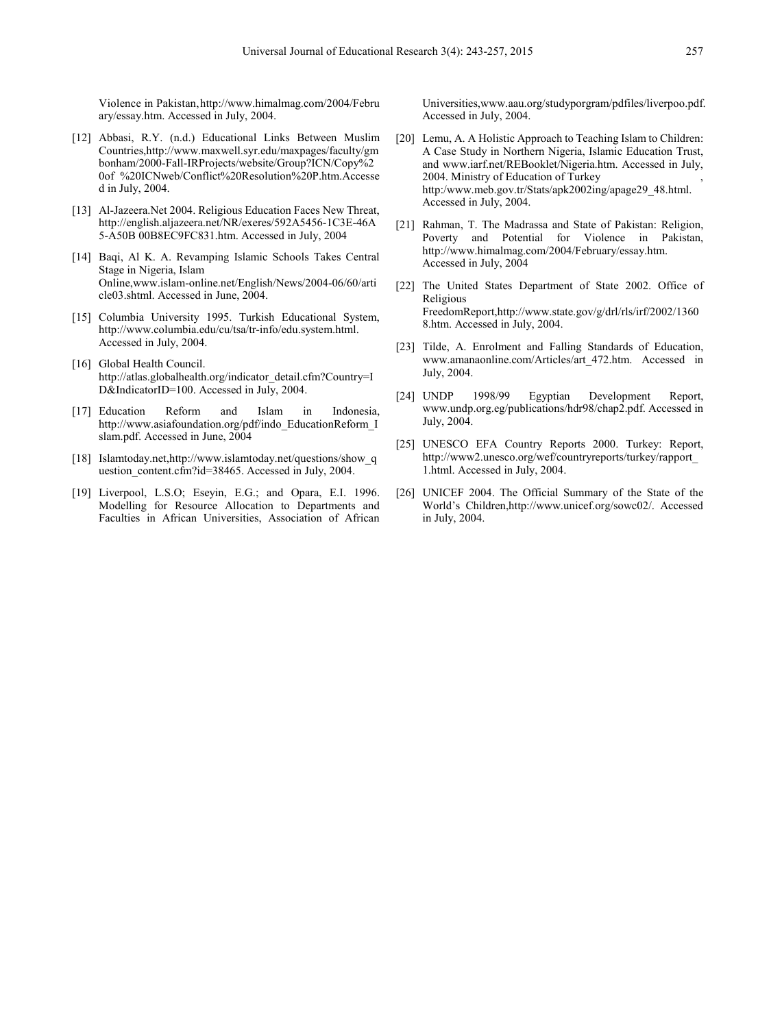Violence in Pakistan, http://www.himalmag.com/2004/February/essay.htm. Accessed in July, 2004.

[12] Abbasi, R.Y. (n.d.) Educational Links Between Muslim Countries,http://www.maxwell.syr.edu/maxpages/faculty/gmbonham/2000-Fall-IRProjects/website/Group?ICN/Copy%20of %20ICNweb/Conflict%20Resolution%20P.htm.Accessed in July, 2004.

[13] Al-Jazeera.Net 2004. Religious Education Faces New Threat, http://english.aljazeera.net/NR/exeres/592A5456-1C3E-46A5-A50B 00B8EC9FC831.htm. Accessed in July, 2004

[14] Baqi, Al K. A. Revamping Islamic Schools Takes Central Stage in Nigeria, Islam Online,www.islam-online.net/English/News/2004-06/60/article03.shtml. Accessed in June, 2004.

[15] Columbia University 1995. Turkish Educational System, http://www.columbia.edu/cu/tsa/tr-info/edu.system.html. Accessed in July, 2004.

[16] Global Health Council. http://atlas.globalhealth.org/indicator_detail.cfm?Country=ID&IndicatorID=100. Accessed in July, 2004.

[17] Education Reform and Islam in Indonesia, http://www.asiafoundation.org/pdf/indo_EducationReform_Islam.pdf. Accessed in June, 2004

[18] Islamtoday.net,http://www.islamtoday.net/questions/show_question_content.cfm?id=38465. Accessed in July, 2004.

[19] Liverpool, L.S.O; Eseyin, E.G.; and Opara, E.I. 1996. Modelling for Resource Allocation to Departments and Faculties in African Universities, Association of African Universities,www.aau.org/studyporgram/pdfiles/liverpoo.pdf. Accessed in July, 2004.

[20] Lemu, A. A Holistic Approach to Teaching Islam to Children: A Case Study in Northern Nigeria, Islamic Education Trust, and www.iarf.net/REBooklet/Nigeria.htm. Accessed in July, 2004. Ministry of Education of Turkey , http:/www.meb.gov.tr/Stats/apk2002ing/apage29_48.html. Accessed in July, 2004.

[21] Rahman, T. The Madrassa and State of Pakistan: Religion, Poverty and Potential for Violence in Pakistan, http://www.himalmag.com/2004/February/essay.htm. Accessed in July, 2004

[22] The United States Department of State 2002. Office of Religious FreedomReport,http://www.state.gov/g/drl/rls/irf/2002/13608.htm. Accessed in July, 2004.

[23] Tilde, A. Enrolment and Falling Standards of Education, www.amanaonline.com/Articles/art_472.htm. Accessed in July, 2004.

[24] UNDP 1998/99 Egyptian Development Report, www.undp.org.eg/publications/hdr98/chap2.pdf. Accessed in July, 2004.

[25] UNESCO EFA Country Reports 2000. Turkey: Report, http://www2.unesco.org/wef/countryreports/turkey/rapport_1.html. Accessed in July, 2004.

[26] UNICEF 2004. The Official Summary of the State of the World's Children,http://www.unicef.org/sowc02/. Accessed in July, 2004.